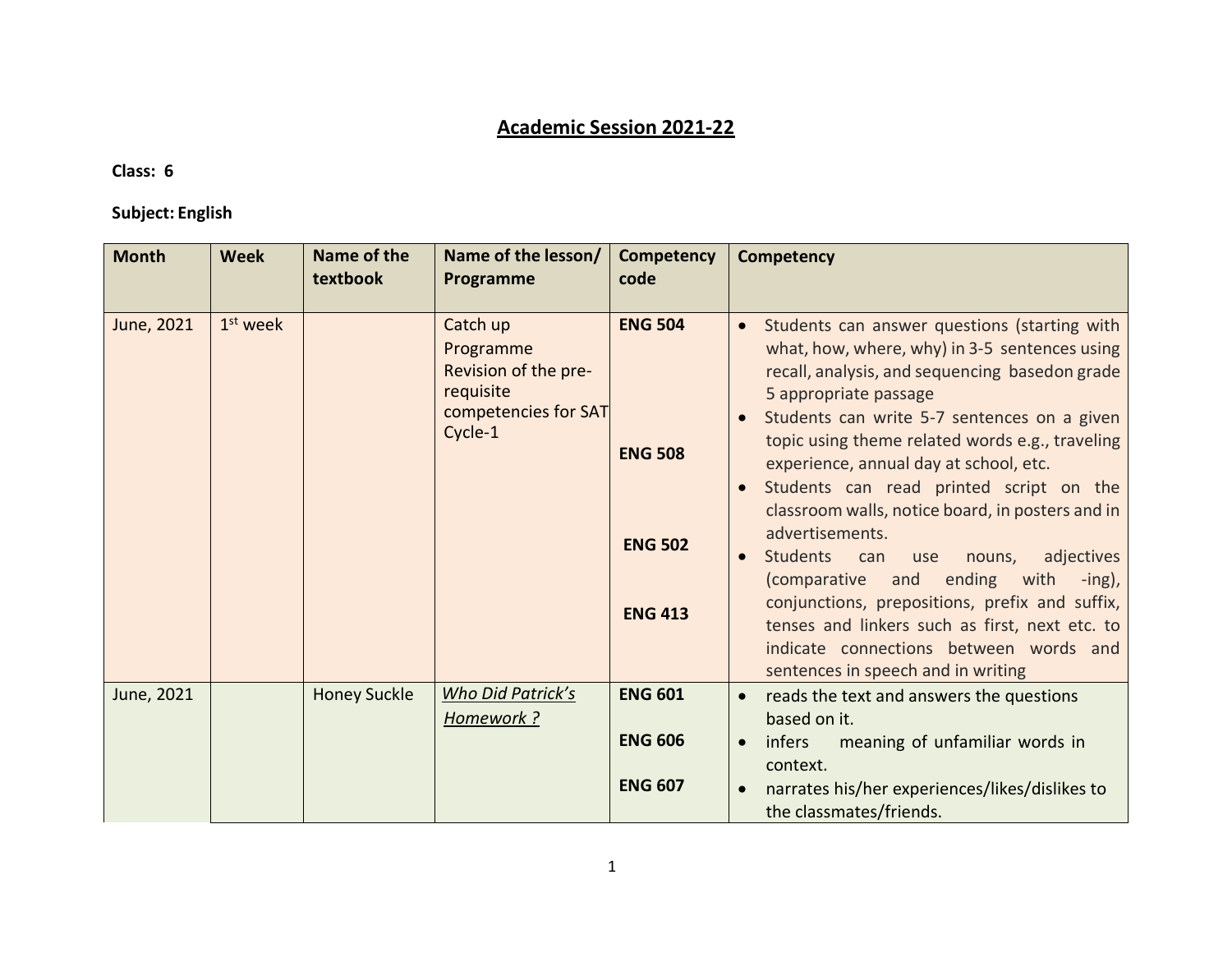## Academic Session 2021-22

**Class: 6**

**Subject: English**

| Month | Week | Name of the textbook | Name of the lesson/ Programme | Competency code | Competency |
|---|---|---|---|---|---|
| June, 2021 | 1st week | | Catch up Programme Revision of the pre-requisite competencies for SAT Cycle-1 | **ENG 504**<br><br>**ENG 508**<br><br>**ENG 502**<br><br>**ENG 413** | • Students can answer questions (starting with what, how, where, why) in 3-5 sentences using recall, analysis, and sequencing basedon grade 5 appropriate passage<br>• Students can write 5-7 sentences on a given topic using theme related words e.g., traveling experience, annual day at school, etc.<br>• Students can read printed script on the classroom walls, notice board, in posters and in advertisements.<br>• Students can use nouns, adjectives (comparative and ending with -ing), conjunctions, prepositions, prefix and suffix, tenses and linkers such as first, next etc. to indicate connections between words and sentences in speech and in writing |
| June, 2021 | | Honey Suckle | *Who Did Patrick's Homework ?* | **ENG 601**<br><br>**ENG 606**<br><br>**ENG 607** | • reads the text and answers the questions based on it.<br>• infers meaning of unfamiliar words in context.<br>• narrates his/her experiences/likes/dislikes to the classmates/friends. |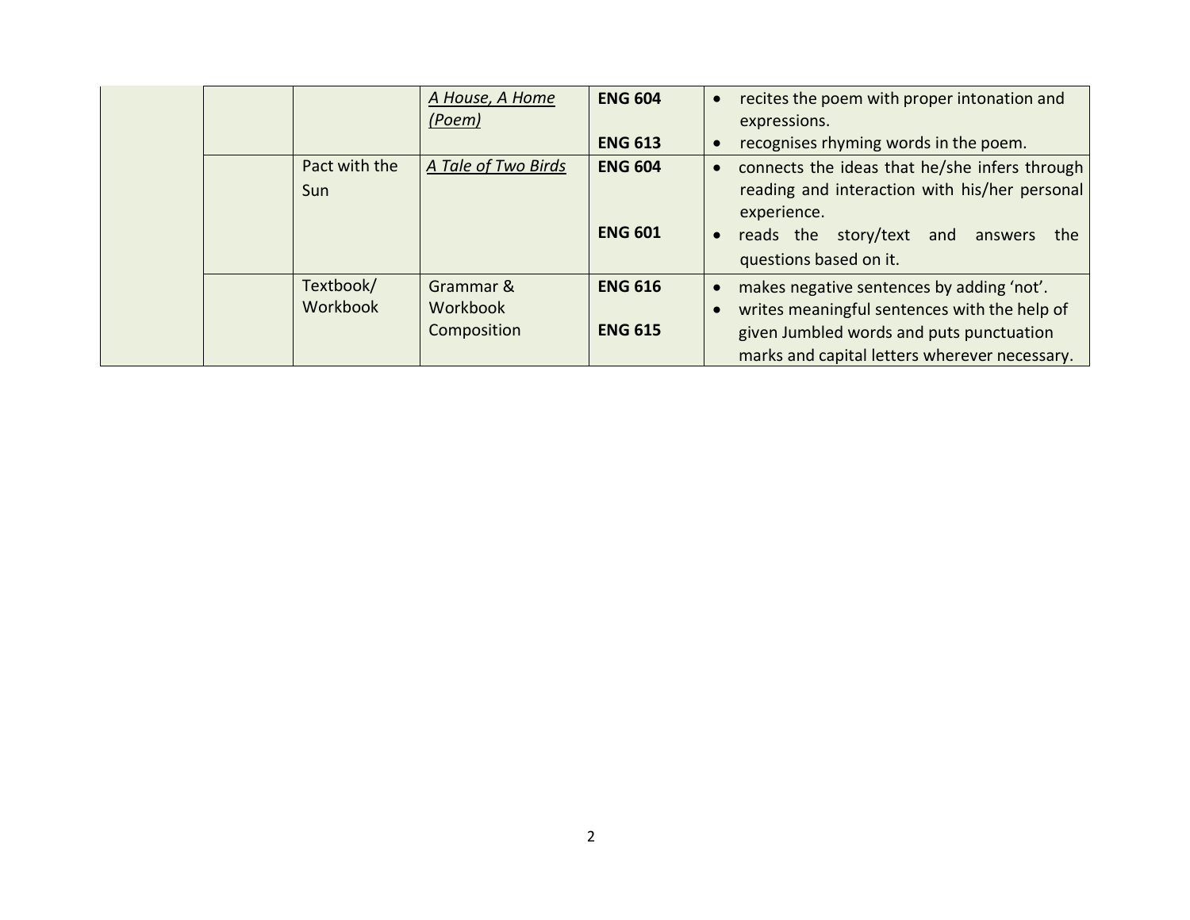| | | | | | |
|---|---|---|---|---|---|
| | | | *A House, A Home (Poem)* | **ENG 604**<br><br>**ENG 613** | • recites the poem with proper intonation and expressions.<br>• recognises rhyming words in the poem. |
| | | Pact with the Sun | *A Tale of Two Birds* | **ENG 604**<br><br>**ENG 601** | • connects the ideas that he/she infers through reading and interaction with his/her personal experience.<br>• reads the story/text and answers the questions based on it. |
| | | Textbook/ Workbook | Grammar & Workbook Composition | **ENG 616**<br><br>**ENG 615** | • makes negative sentences by adding 'not'.<br>• writes meaningful sentences with the help of given Jumbled words and puts punctuation marks and capital letters wherever necessary. |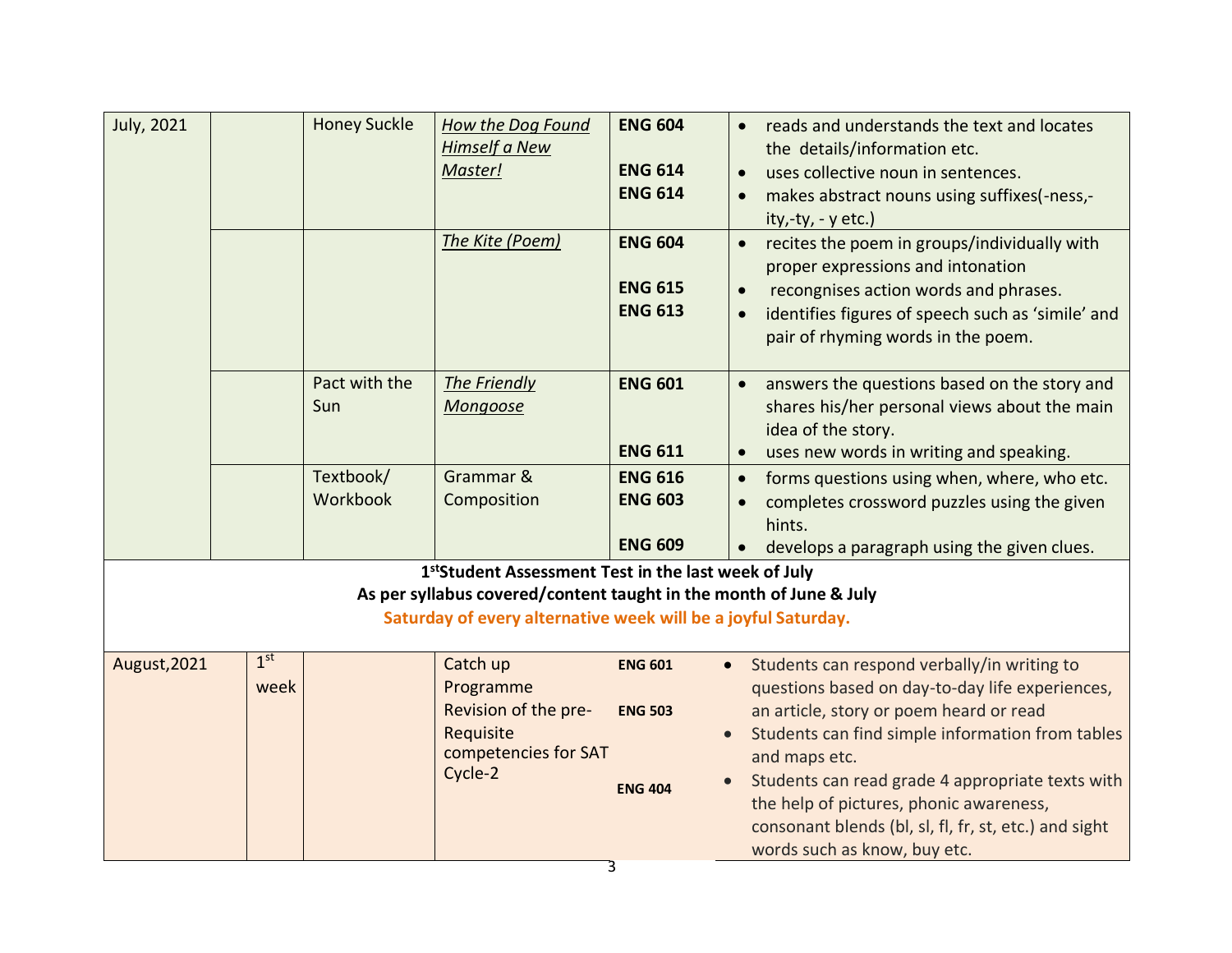| July, 2021 | | Honey Suckle | *How the Dog Found Himself a New Master!* | **ENG 604**<br><br>**ENG 614**<br>**ENG 614** | • reads and understands the text and locates the details/information etc.<br>• uses collective noun in sentences.<br>• makes abstract nouns using suffixes(-ness,-ity,-ty, - y etc.) |
|---|---|---|---|---|---|
| | | | *The Kite (Poem)* | **ENG 604**<br><br>**ENG 615**<br>**ENG 613** | • recites the poem in groups/individually with proper expressions and intonation<br>• recongnises action words and phrases.<br>• identifies figures of speech such as 'simile' and pair of rhyming words in the poem. |
| | | Pact with the Sun | *The Friendly Mongoose* | **ENG 601**<br><br><br>**ENG 611** | • answers the questions based on the story and shares his/her personal views about the main idea of the story.<br>• uses new words in writing and speaking. |
| | | Textbook/ Workbook | Grammar & Composition | **ENG 616**<br>**ENG 603**<br><br>**ENG 609** | • forms questions using when, where, who etc.<br>• completes crossword puzzles using the given hints.<br>• develops a paragraph using the given clues. |
| **1st Student Assessment Test in the last week of July**<br>**As per syllabus covered/content taught in the month of June & July**<br>**Saturday of every alternative week will be a joyful Saturday.** | | | | | |
| August,2021 | 1st week | | Catch up Programme<br>Revision of the pre-Requisite competencies for SAT Cycle-2 | **ENG 601**<br><br>**ENG 503**<br><br>**ENG 404** | • Students can respond verbally/in writing to questions based on day-to-day life experiences, an article, story or poem heard or read<br>• Students can find simple information from tables and maps etc.<br>• Students can read grade 4 appropriate texts with the help of pictures, phonic awareness, consonant blends (bl, sl, fl, fr, st, etc.) and sight words such as know, buy etc. |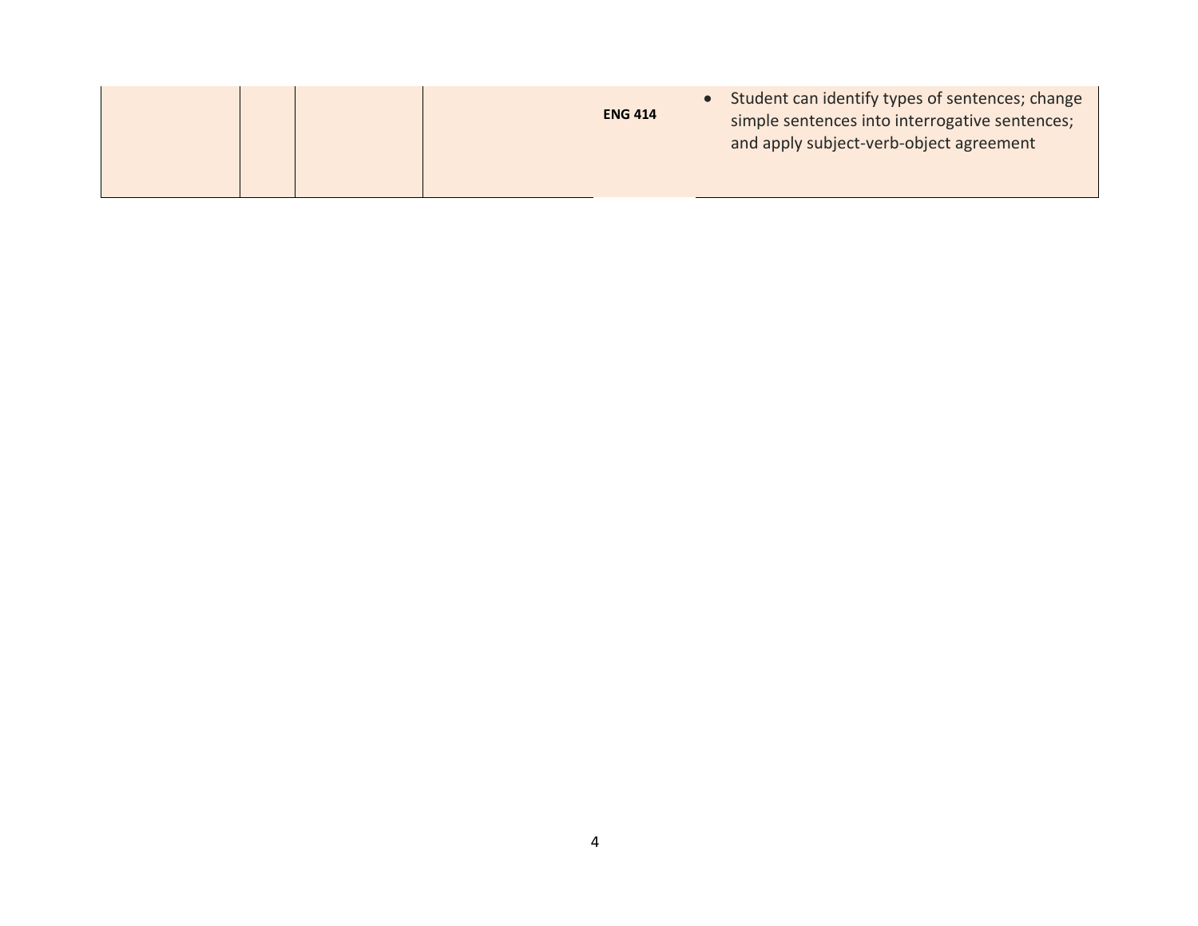|  |  |  |  | **ENG 414** | • Student can identify types of sentences; change simple sentences into interrogative sentences; and apply subject-verb-object agreement |
|---|---|---|---|---|---|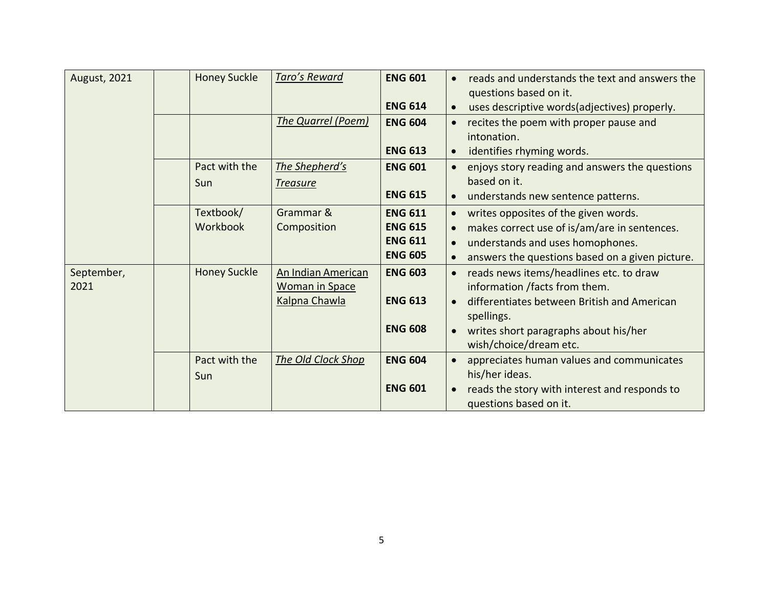| August, 2021 | | Honey Suckle | *Taro's Reward* | **ENG 601**<br><br>**ENG 614** | • reads and understands the text and answers the questions based on it.<br>• uses descriptive words(adjectives) properly. |
|---|---|---|---|---|---|
| | | | *The Quarrel (Poem)* | **ENG 604**<br><br>**ENG 613** | • recites the poem with proper pause and intonation.<br>• identifies rhyming words. |
| | | Pact with the Sun | *The Shepherd's Treasure* | **ENG 601**<br><br>**ENG 615** | • enjoys story reading and answers the questions based on it.<br>• understands new sentence patterns. |
| | | Textbook/ Workbook | Grammar & Composition | **ENG 611**<br>**ENG 615**<br>**ENG 611**<br>**ENG 605** | • writes opposites of the given words.<br>• makes correct use of is/am/are in sentences.<br>• understands and uses homophones.<br>• answers the questions based on a given picture. |
| September, 2021 | | Honey Suckle | An Indian American Woman in Space Kalpna Chawla | **ENG 603**<br><br>**ENG 613**<br><br>**ENG 608** | • reads news items/headlines etc. to draw information /facts from them.<br>• differentiates between British and American spellings.<br>• writes short paragraphs about his/her wish/choice/dream etc. |
| | | Pact with the Sun | *The Old Clock Shop* | **ENG 604**<br><br>**ENG 601** | • appreciates human values and communicates his/her ideas.<br>• reads the story with interest and responds to questions based on it. |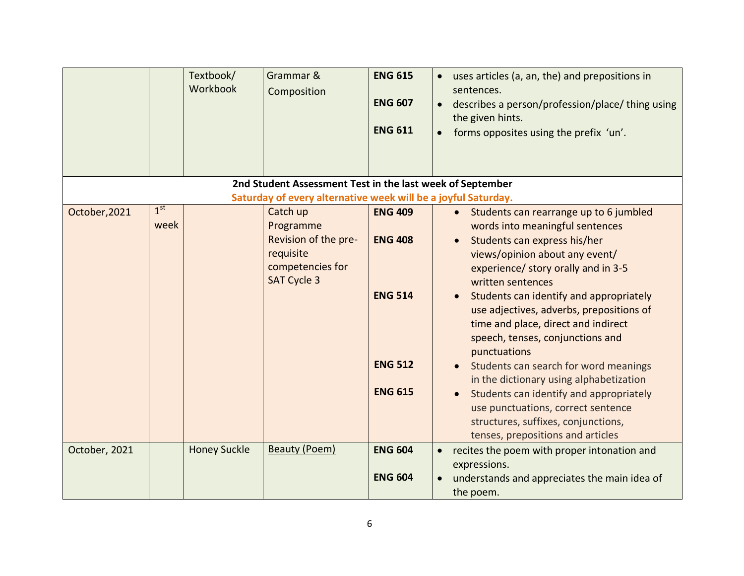| | | | | | |
|---|---|---|---|---|---|
| | | Textbook/ Workbook | Grammar & Composition | **ENG 615**<br><br>**ENG 607**<br><br>**ENG 611** | • uses articles (a, an, the) and prepositions in sentences.<br>• describes a person/profession/place/ thing using the given hints.<br>• forms opposites using the prefix 'un'. |
| **2nd Student Assessment Test in the last week of September**<br>**Saturday of every alternative week will be a joyful Saturday.** | | | | | |
| October,2021 | 1st week | | Catch up Programme<br>Revision of the pre-requisite competencies for SAT Cycle 3 | **ENG 409**<br><br>**ENG 408**<br><br>**ENG 514**<br><br>**ENG 512**<br><br>**ENG 615** | • Students can rearrange up to 6 jumbled words into meaningful sentences<br>• Students can express his/her views/opinion about any event/ experience/ story orally and in 3-5 written sentences<br>• Students can identify and appropriately use adjectives, adverbs, prepositions of time and place, direct and indirect speech, tenses, conjunctions and punctuations<br>• Students can search for word meanings in the dictionary using alphabetization<br>• Students can identify and appropriately use punctuations, correct sentence structures, suffixes, conjunctions, tenses, prepositions and articles |
| October, 2021 | | Honey Suckle | Beauty (Poem) | **ENG 604**<br><br>**ENG 604** | • recites the poem with proper intonation and expressions.<br>• understands and appreciates the main idea of the poem. |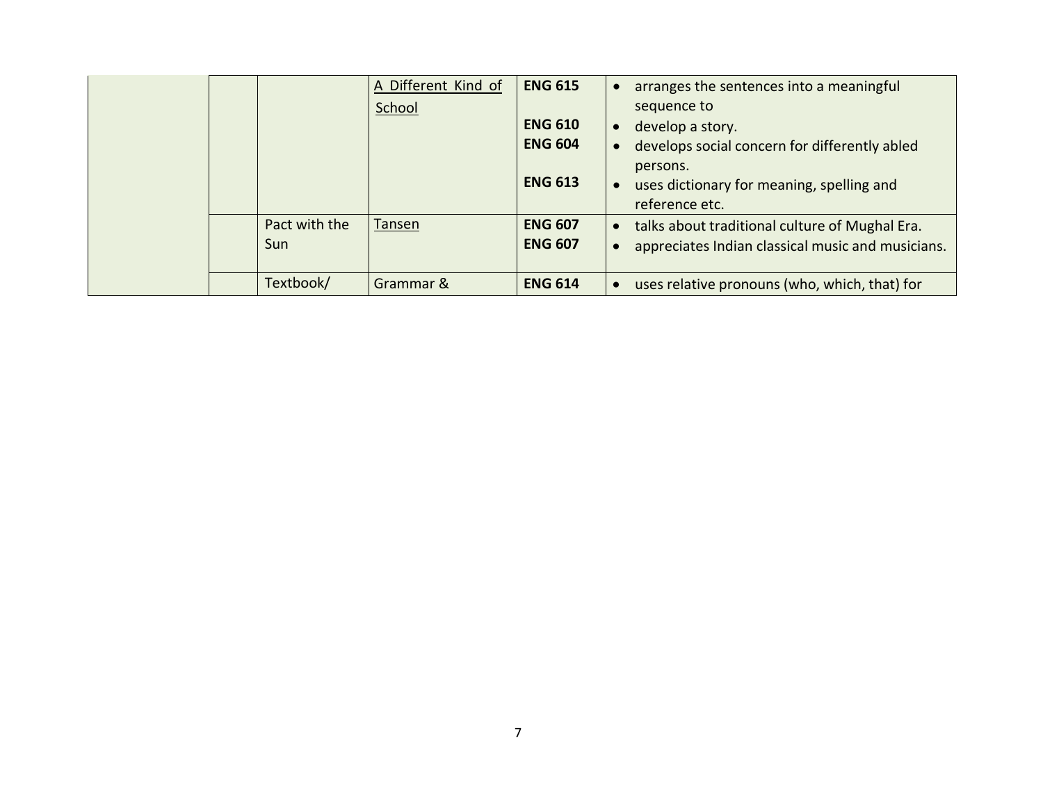| | | | | | |
|---|---|---|---|---|---|
| | | | A Different Kind of School | **ENG 615**<br><br>**ENG 610**<br>**ENG 604**<br><br>**ENG 613** | • arranges the sentences into a meaningful sequence to<br>• develop a story.<br>• develops social concern for differently abled persons.<br>• uses dictionary for meaning, spelling and reference etc. |
| | | Pact with the Sun | Tansen | **ENG 607**<br>**ENG 607** | • talks about traditional culture of Mughal Era.<br>• appreciates Indian classical music and musicians. |
| | | Textbook/ | Grammar & | **ENG 614** | • uses relative pronouns (who, which, that) for |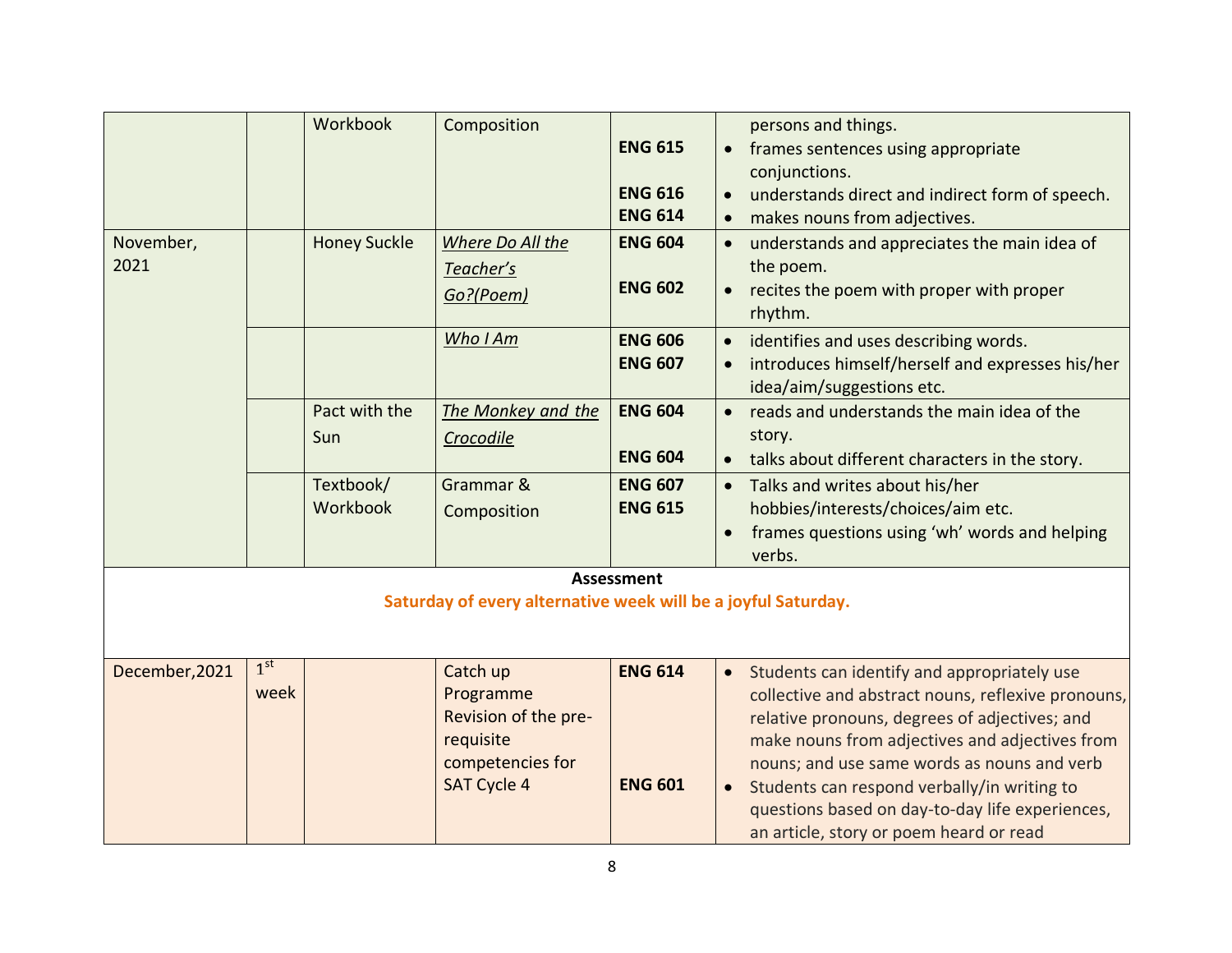| | | Workbook | Composition | ENG 615<br><br>ENG 616<br>ENG 614 | persons and things.<br>• frames sentences using appropriate conjunctions.<br>• understands direct and indirect form of speech.<br>• makes nouns from adjectives. |
|---|---|---|---|---|---|
| November, 2021 | | Honey Suckle | *Where Do All the Teacher's Go?(Poem)* | **ENG 604**<br><br>**ENG 602** | • understands and appreciates the main idea of the poem.<br>• recites the poem with proper with proper rhythm. |
| | | | *Who I Am* | **ENG 606**<br>**ENG 607** | • identifies and uses describing words.<br>• introduces himself/herself and expresses his/her idea/aim/suggestions etc. |
| | | Pact with the Sun | *The Monkey and the Crocodile* | **ENG 604**<br><br>**ENG 604** | • reads and understands the main idea of the story.<br>• talks about different characters in the story. |
| | | Textbook/ Workbook | Grammar & Composition | **ENG 607**<br>**ENG 615** | • Talks and writes about his/her hobbies/interests/choices/aim etc.<br>• frames questions using 'wh' words and helping verbs. |
| **Assessment**<br>**Saturday of every alternative week will be a joyful Saturday.** | | | | | |
| December,2021 | 1st week | | Catch up Programme Revision of the pre-requisite competencies for SAT Cycle 4 | **ENG 614**<br><br><br><br>**ENG 601** | • Students can identify and appropriately use collective and abstract nouns, reflexive pronouns, relative pronouns, degrees of adjectives; and make nouns from adjectives and adjectives from nouns; and use same words as nouns and verb<br>• Students can respond verbally/in writing to questions based on day-to-day life experiences, an article, story or poem heard or read |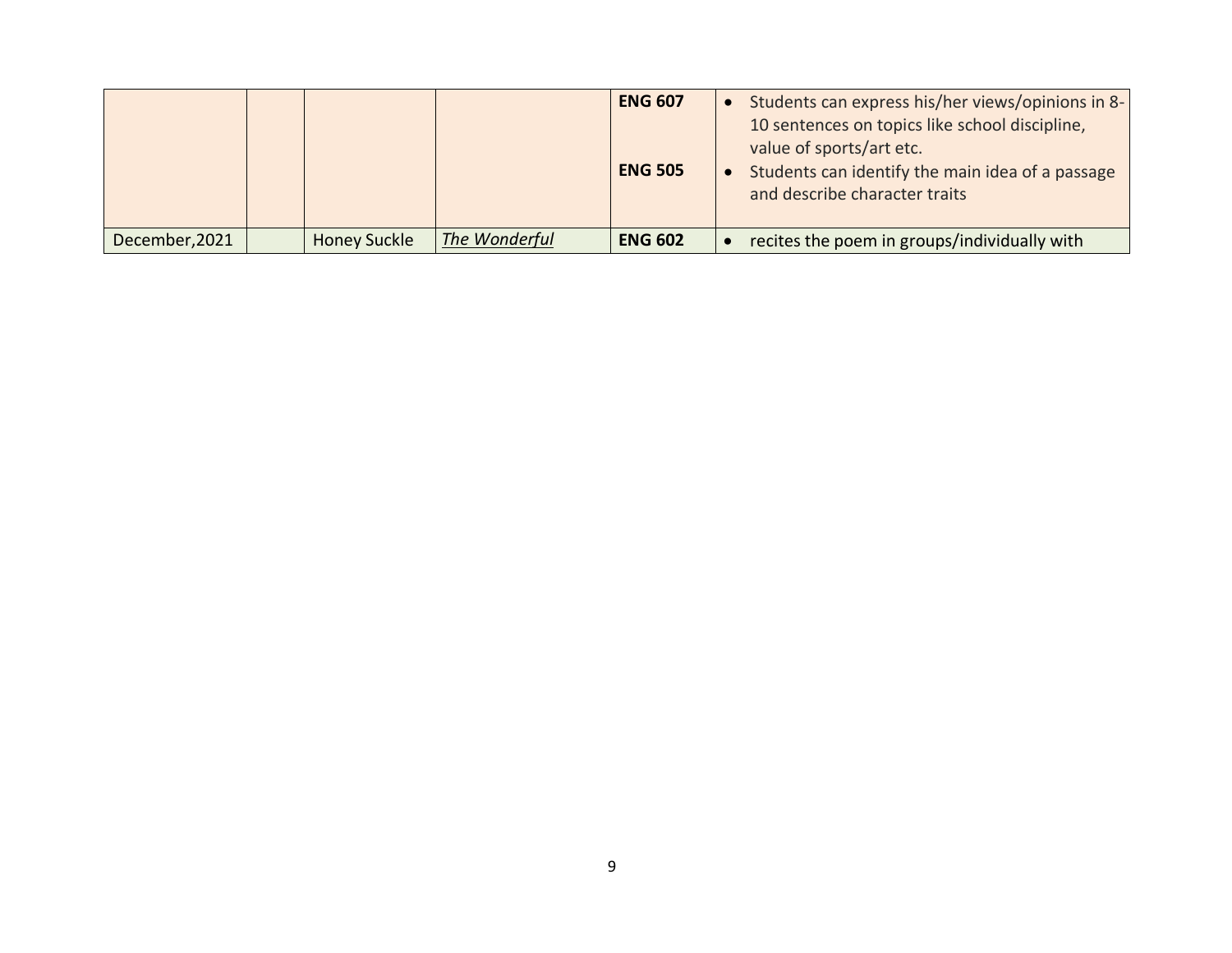| | | | | | |
|---|---|---|---|---|---|
| | | | | **ENG 607**<br><br>**ENG 505** | • Students can express his/her views/opinions in 8-10 sentences on topics like school discipline, value of sports/art etc.<br>• Students can identify the main idea of a passage and describe character traits |
| December,2021 | | Honey Suckle | ***The Wonderful*** | **ENG 602** | • recites the poem in groups/individually with |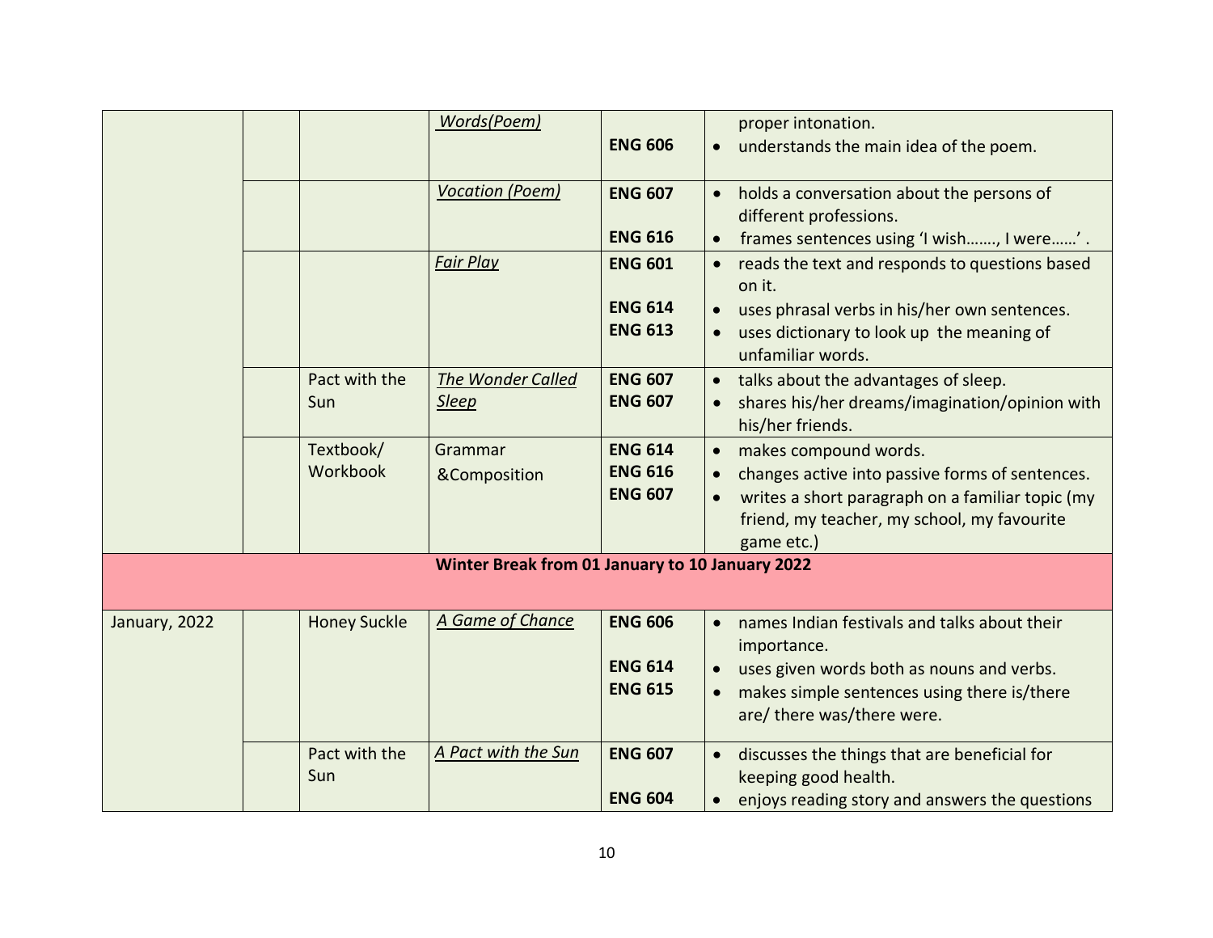| | | | | | |
|---|---|---|---|---|---|
| | | | *Words(Poem)* | ENG 606 | proper intonation.<br>• understands the main idea of the poem. |
| | | | *Vocation (Poem)* | **ENG 607**<br><br>**ENG 616** | • holds a conversation about the persons of different professions.<br>• frames sentences using 'I wish……., I were……' . |
| | | | *Fair Play* | **ENG 601**<br><br>**ENG 614**<br>**ENG 613** | • reads the text and responds to questions based on it.<br>• uses phrasal verbs in his/her own sentences.<br>• uses dictionary to look up the meaning of unfamiliar words. |
| | | Pact with the Sun | *The Wonder Called Sleep* | **ENG 607**<br>**ENG 607** | • talks about the advantages of sleep.<br>• shares his/her dreams/imagination/opinion with his/her friends. |
| | | Textbook/ Workbook | Grammar &Composition | **ENG 614**<br>**ENG 616**<br>**ENG 607** | • makes compound words.<br>• changes active into passive forms of sentences.<br>• writes a short paragraph on a familiar topic (my friend, my teacher, my school, my favourite game etc.) |
| **Winter Break from 01 January to 10 January 2022** | | | | | |
| January, 2022 | | Honey Suckle | *A Game of Chance* | **ENG 606**<br><br>**ENG 614**<br>**ENG 615** | • names Indian festivals and talks about their importance.<br>• uses given words both as nouns and verbs.<br>• makes simple sentences using there is/there are/ there was/there were. |
| | | Pact with the Sun | *A Pact with the Sun* | **ENG 607**<br><br>**ENG 604** | • discusses the things that are beneficial for keeping good health.<br>• enjoys reading story and answers the questions |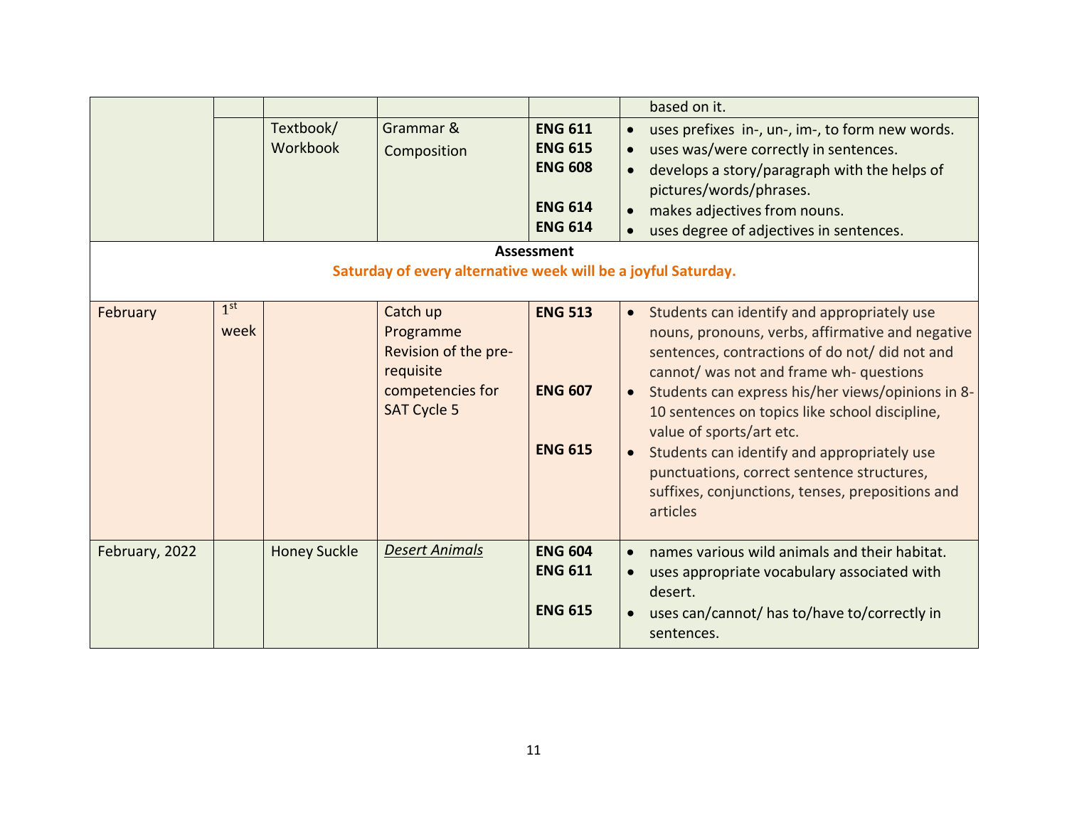| | | | | | |
|---|---|---|---|---|---|
| | | | | | based on it. |
| | | Textbook/ Workbook | Grammar & Composition | **ENG 611**<br>**ENG 615**<br>**ENG 608**<br><br>**ENG 614**<br>**ENG 614** | • uses prefixes in-, un-, im-, to form new words.<br>• uses was/were correctly in sentences.<br>• develops a story/paragraph with the helps of pictures/words/phrases.<br>• makes adjectives from nouns.<br>• uses degree of adjectives in sentences. |
| **Assessment**<br>**Saturday of every alternative week will be a joyful Saturday.** | | | | | |
| February | 1st week | | Catch up Programme Revision of the pre-requisite competencies for SAT Cycle 5 | **ENG 513**<br><br><br>**ENG 607**<br><br>**ENG 615** | • Students can identify and appropriately use nouns, pronouns, verbs, affirmative and negative sentences, contractions of do not/ did not and cannot/ was not and frame wh- questions<br>• Students can express his/her views/opinions in 8-10 sentences on topics like school discipline, value of sports/art etc.<br>• Students can identify and appropriately use punctuations, correct sentence structures, suffixes, conjunctions, tenses, prepositions and articles |
| February, 2022 | | Honey Suckle | *Desert Animals* | **ENG 604**<br>**ENG 611**<br><br>**ENG 615** | • names various wild animals and their habitat.<br>• uses appropriate vocabulary associated with desert.<br>• uses can/cannot/ has to/have to/correctly in sentences. |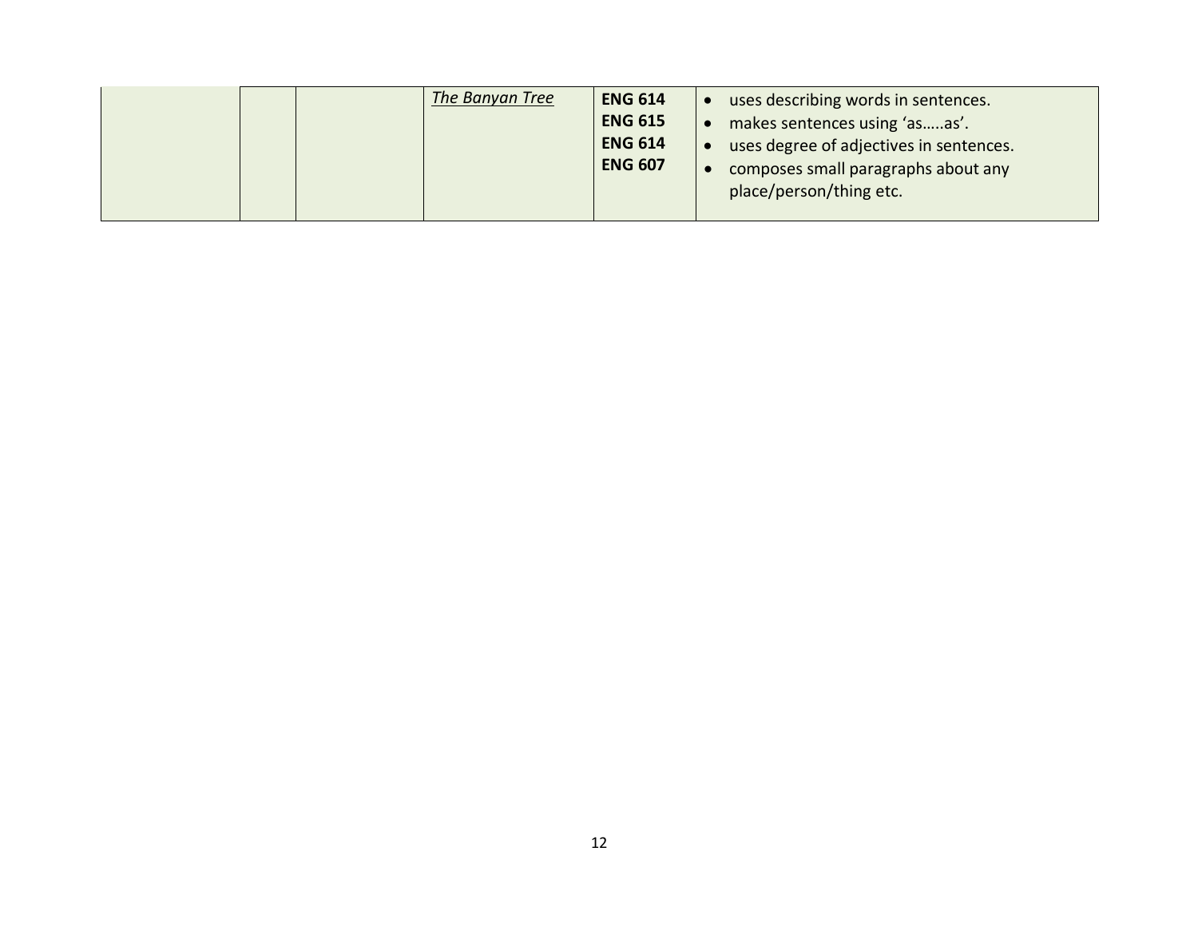| | | | | | |
|---|---|---|---|---|---|
| | | | *The Banyan Tree* | **ENG 614**<br>**ENG 615**<br>**ENG 614**<br>**ENG 607** | • uses describing words in sentences.<br>• makes sentences using 'as…..as'.<br>• uses degree of adjectives in sentences.<br>• composes small paragraphs about any place/person/thing etc. |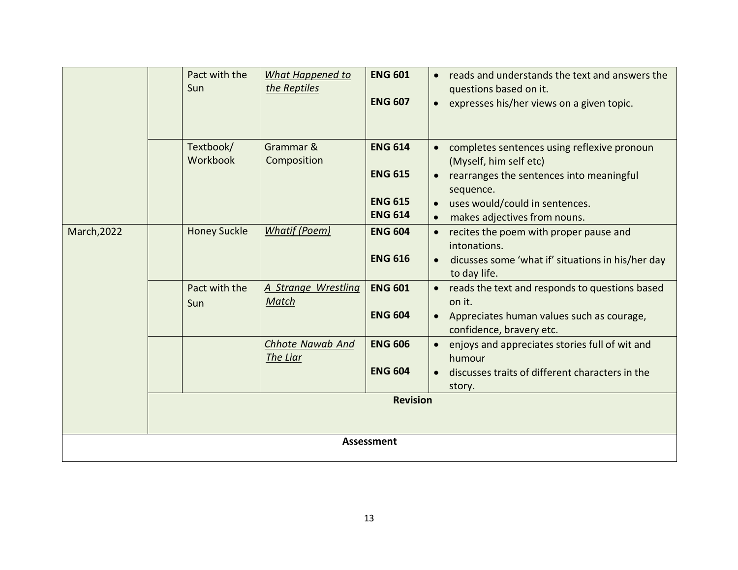| | | | | | |
|---|---|---|---|---|---|
| | | Pact with the Sun | *What Happened to the Reptiles* | **ENG 601**<br><br>**ENG 607** | • reads and understands the text and answers the questions based on it.<br>• expresses his/her views on a given topic. |
| | | Textbook/ Workbook | Grammar & Composition | **ENG 614**<br><br>**ENG 615**<br><br>**ENG 615**<br>**ENG 614** | • completes sentences using reflexive pronoun (Myself, him self etc)<br>• rearranges the sentences into meaningful sequence.<br>• uses would/could in sentences.<br>• makes adjectives from nouns. |
| March,2022 | | Honey Suckle | *Whatif (Poem)* | **ENG 604**<br><br>**ENG 616** | • recites the poem with proper pause and intonations.<br>• dicusses some 'what if' situations in his/her day to day life. |
| | | Pact with the Sun | *A Strange Wrestling Match* | **ENG 601**<br><br>**ENG 604** | • reads the text and responds to questions based on it.<br>• Appreciates human values such as courage, confidence, bravery etc. |
| | | | *Chhote Nawab And The Liar* | **ENG 606**<br><br>**ENG 604** | • enjoys and appreciates stories full of wit and humour<br>• discusses traits of different characters in the story. |
| | **Revision** | | | | |
| **Assessment** | | | | | |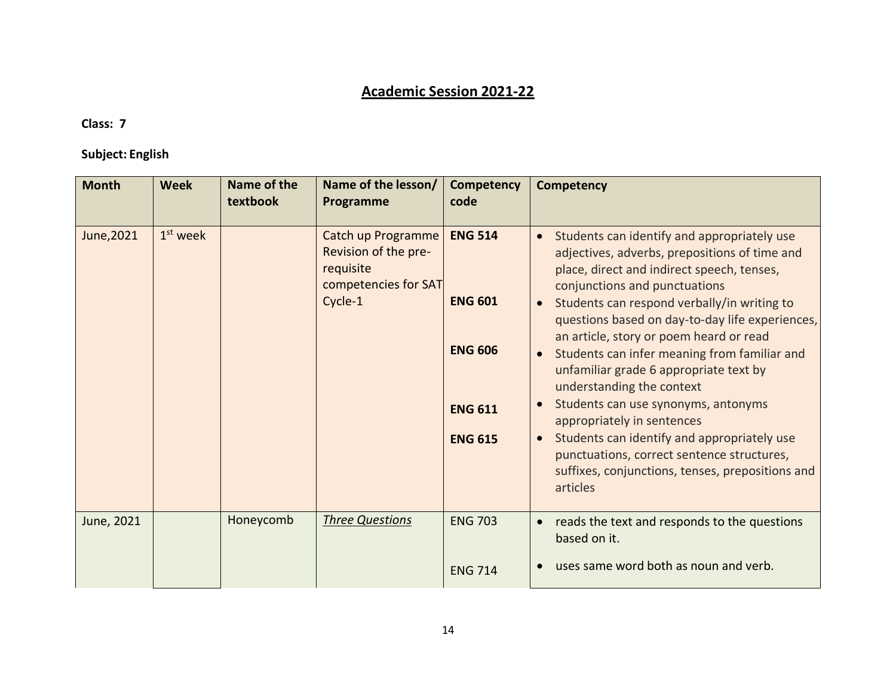## Academic Session 2021-22

**Class: 7**

**Subject: English**

| Month | Week | Name of the textbook | Name of the lesson/ Programme | Competency code | Competency |
|---|---|---|---|---|---|
| June,2021 | 1st week | | Catch up Programme Revision of the pre-requisite competencies for SAT Cycle-1 | **ENG 514**<br><br>**ENG 601**<br><br>**ENG 606**<br><br>**ENG 611**<br><br>**ENG 615** | • Students can identify and appropriately use adjectives, adverbs, prepositions of time and place, direct and indirect speech, tenses, conjunctions and punctuations<br>• Students can respond verbally/in writing to questions based on day-to-day life experiences, an article, story or poem heard or read<br>• Students can infer meaning from familiar and unfamiliar grade 6 appropriate text by understanding the context<br>• Students can use synonyms, antonyms appropriately in sentences<br>• Students can identify and appropriately use punctuations, correct sentence structures, suffixes, conjunctions, tenses, prepositions and articles |
| June, 2021 | | Honeycomb | *Three Questions* | ENG 703<br><br>ENG 714 | • reads the text and responds to the questions based on it.<br>• uses same word both as noun and verb. |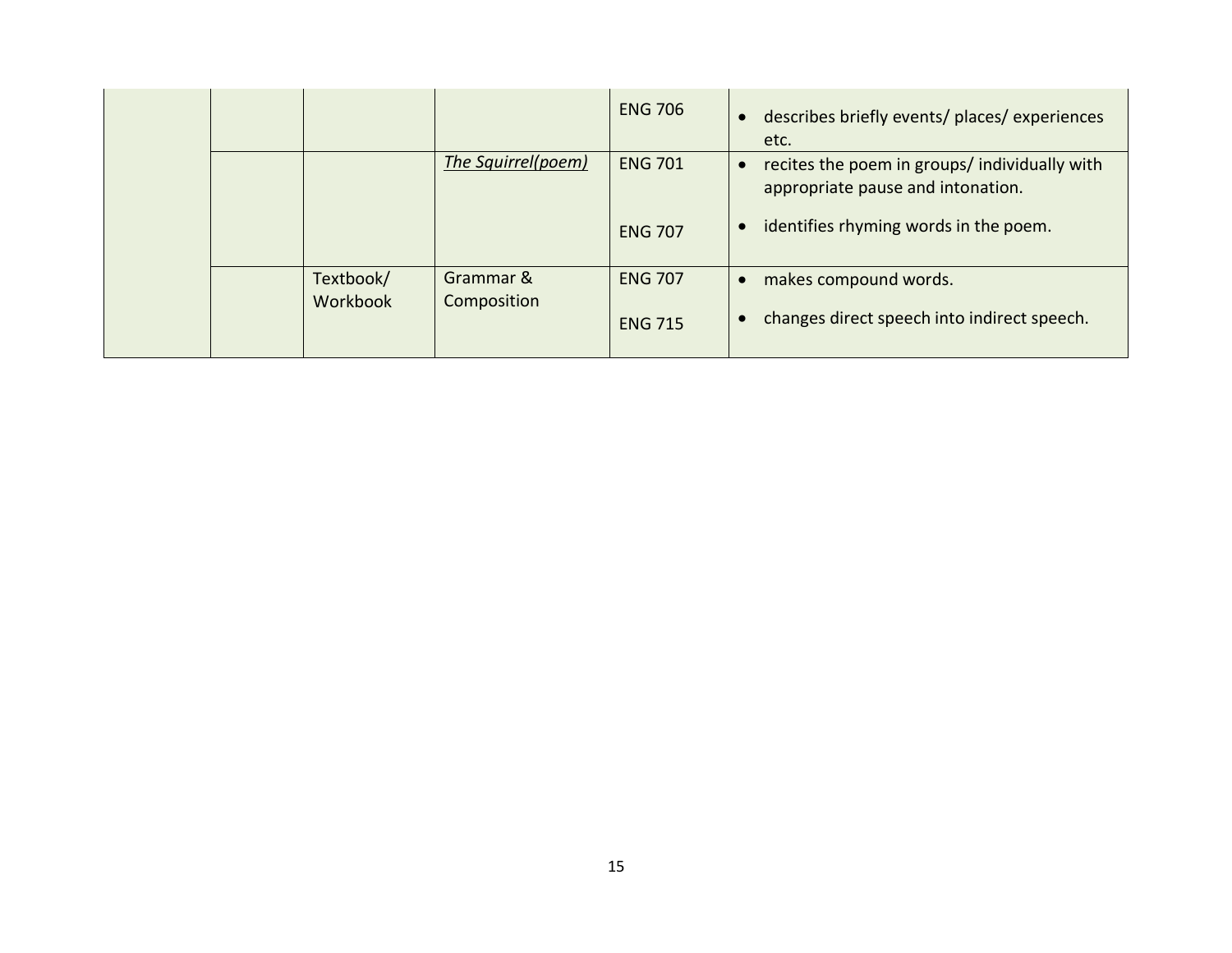| | | | | | |
|---|---|---|---|---|---|
| | | | | ENG 706 | • describes briefly events/ places/ experiences etc. |
| | | | *The Squirrel(poem)* | ENG 701<br><br>ENG 707 | • recites the poem in groups/ individually with appropriate pause and intonation.<br><br>• identifies rhyming words in the poem. |
| | | Textbook/ Workbook | Grammar & Composition | ENG 707<br><br>ENG 715 | • makes compound words.<br><br>• changes direct speech into indirect speech. |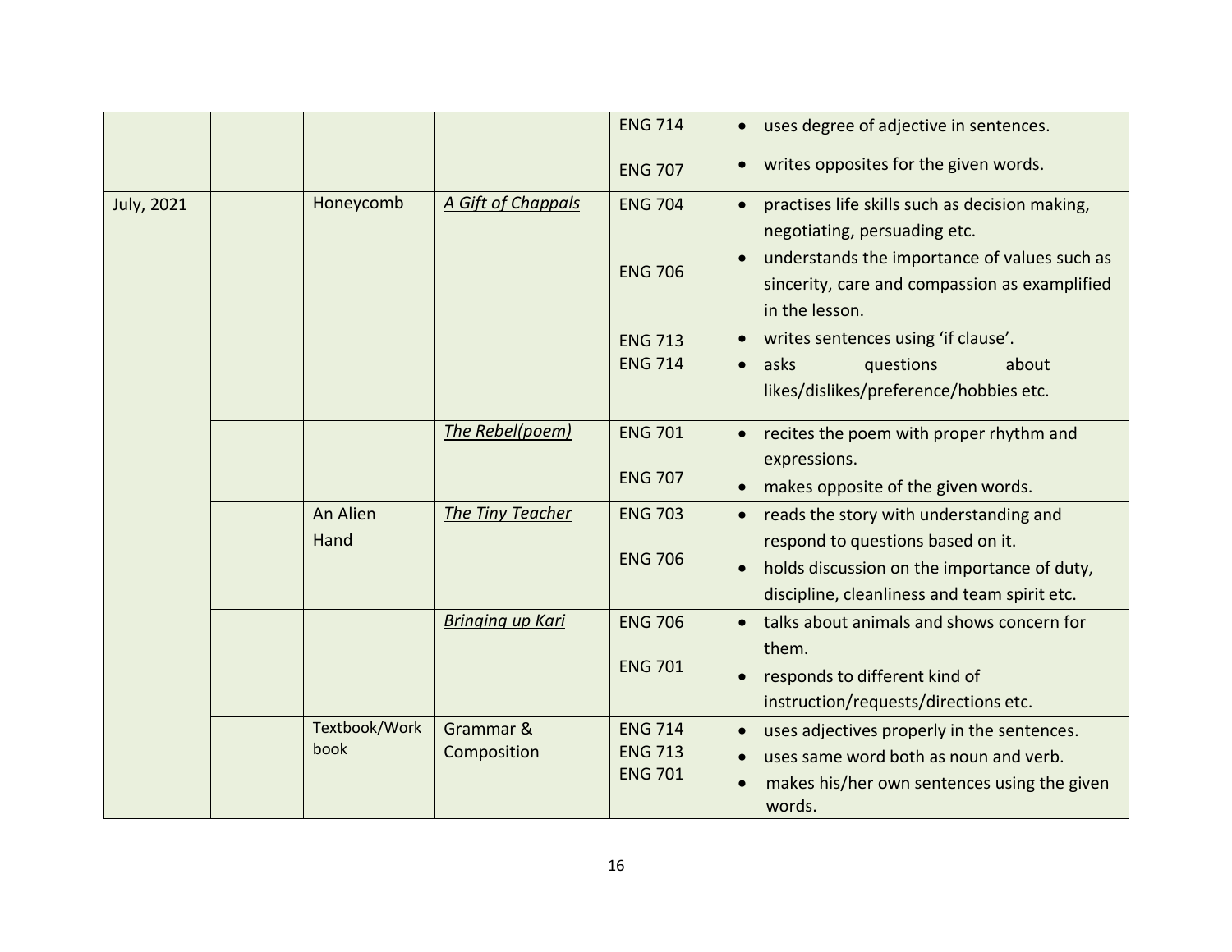| | | | | | |
|---|---|---|---|---|---|
| | | | | ENG 714<br><br>ENG 707 | • uses degree of adjective in sentences.<br>• writes opposites for the given words. |
| July, 2021 | | Honeycomb | *A Gift of Chappals* | ENG 704<br><br>ENG 706<br><br>ENG 713<br>ENG 714 | • practises life skills such as decision making, negotiating, persuading etc.<br>• understands the importance of values such as sincerity, care and compassion as examplified in the lesson.<br>• writes sentences using 'if clause'.<br>• asks questions about likes/dislikes/preference/hobbies etc. |
| | | | *The Rebel(poem)* | ENG 701<br><br>ENG 707 | • recites the poem with proper rhythm and expressions.<br>• makes opposite of the given words. |
| | | An Alien Hand | *The Tiny Teacher* | ENG 703<br><br>ENG 706 | • reads the story with understanding and respond to questions based on it.<br>• holds discussion on the importance of duty, discipline, cleanliness and team spirit etc. |
| | | | *Bringing up Kari* | ENG 706<br><br>ENG 701 | • talks about animals and shows concern for them.<br>• responds to different kind of instruction/requests/directions etc. |
| | | Textbook/Work book | Grammar & Composition | ENG 714<br>ENG 713<br>ENG 701 | • uses adjectives properly in the sentences.<br>• uses same word both as noun and verb.<br>• makes his/her own sentences using the given words. |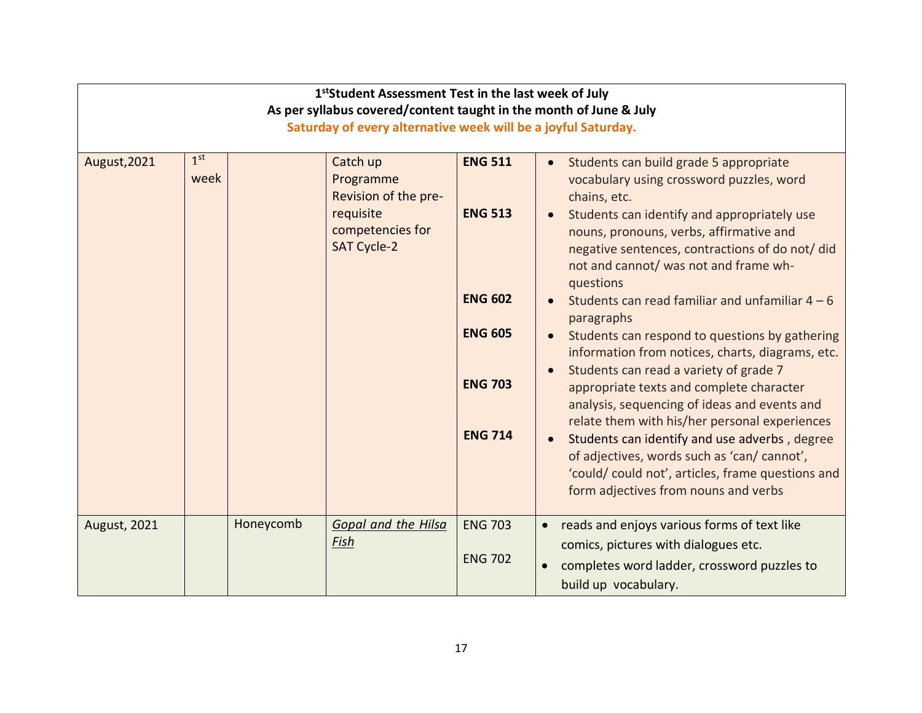| **1st Student Assessment Test in the last week of July<br>As per syllabus covered/content taught in the month of June & July<br>Saturday of every alternative week will be a joyful Saturday.** | | | | | |
|---|---|---|---|---|---|
| August,2021 | 1st week | | Catch up Programme Revision of the pre-requisite competencies for SAT Cycle-2 | **ENG 511**<br><br>**ENG 513**<br><br>**ENG 602**<br><br>**ENG 605**<br><br>**ENG 703**<br><br>**ENG 714** | • Students can build grade 5 appropriate vocabulary using crossword puzzles, word chains, etc.<br>• Students can identify and appropriately use nouns, pronouns, verbs, affirmative and negative sentences, contractions of do not/ did not and cannot/ was not and frame wh-questions<br>• Students can read familiar and unfamiliar 4 – 6 paragraphs<br>• Students can respond to questions by gathering information from notices, charts, diagrams, etc.<br>• Students can read a variety of grade 7 appropriate texts and complete character analysis, sequencing of ideas and events and relate them with his/her personal experiences<br>• Students can identify and use adverbs , degree of adjectives, words such as 'can/ cannot', 'could/ could not', articles, frame questions and form adjectives from nouns and verbs |
| August, 2021 | | Honeycomb | *Gopal and the Hilsa Fish* | ENG 703<br><br>ENG 702 | • reads and enjoys various forms of text like comics, pictures with dialogues etc.<br>• completes word ladder, crossword puzzles to build up vocabulary. |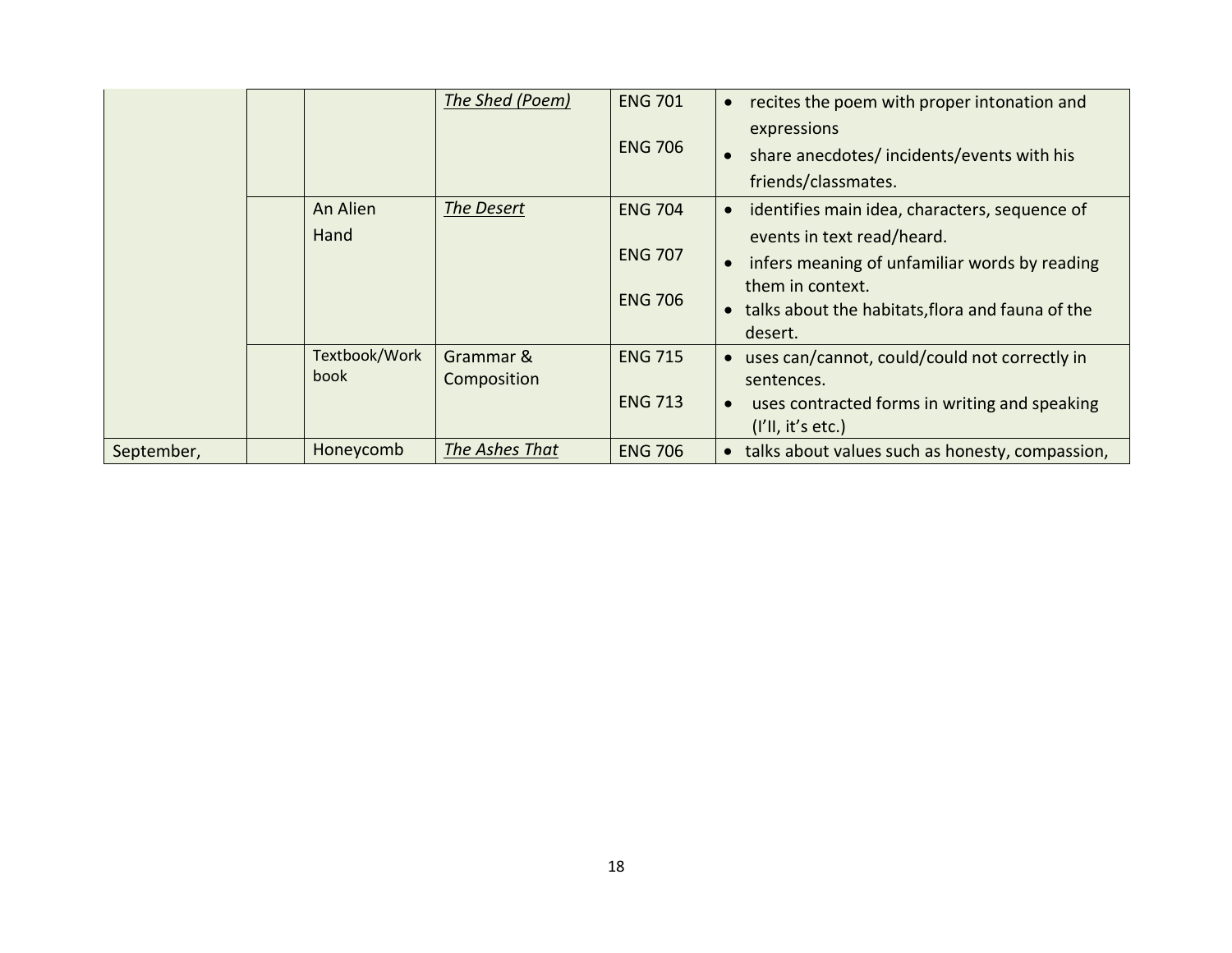| | | | | | |
|---|---|---|---|---|---|
| | | | *The Shed (Poem)* | ENG 701<br><br>ENG 706 | • recites the poem with proper intonation and expressions<br>• share anecdotes/ incidents/events with his friends/classmates. |
| | | An Alien Hand | *The Desert* | ENG 704<br><br>ENG 707<br><br>ENG 706 | • identifies main idea, characters, sequence of events in text read/heard.<br>• infers meaning of unfamiliar words by reading them in context.<br>• talks about the habitats,flora and fauna of the desert. |
| | | Textbook/Work book | Grammar & Composition | ENG 715<br><br>ENG 713 | • uses can/cannot, could/could not correctly in sentences.<br>• uses contracted forms in writing and speaking (I'll, it's etc.) |
| September, | | Honeycomb | *The Ashes That* | ENG 706 | • talks about values such as honesty, compassion, |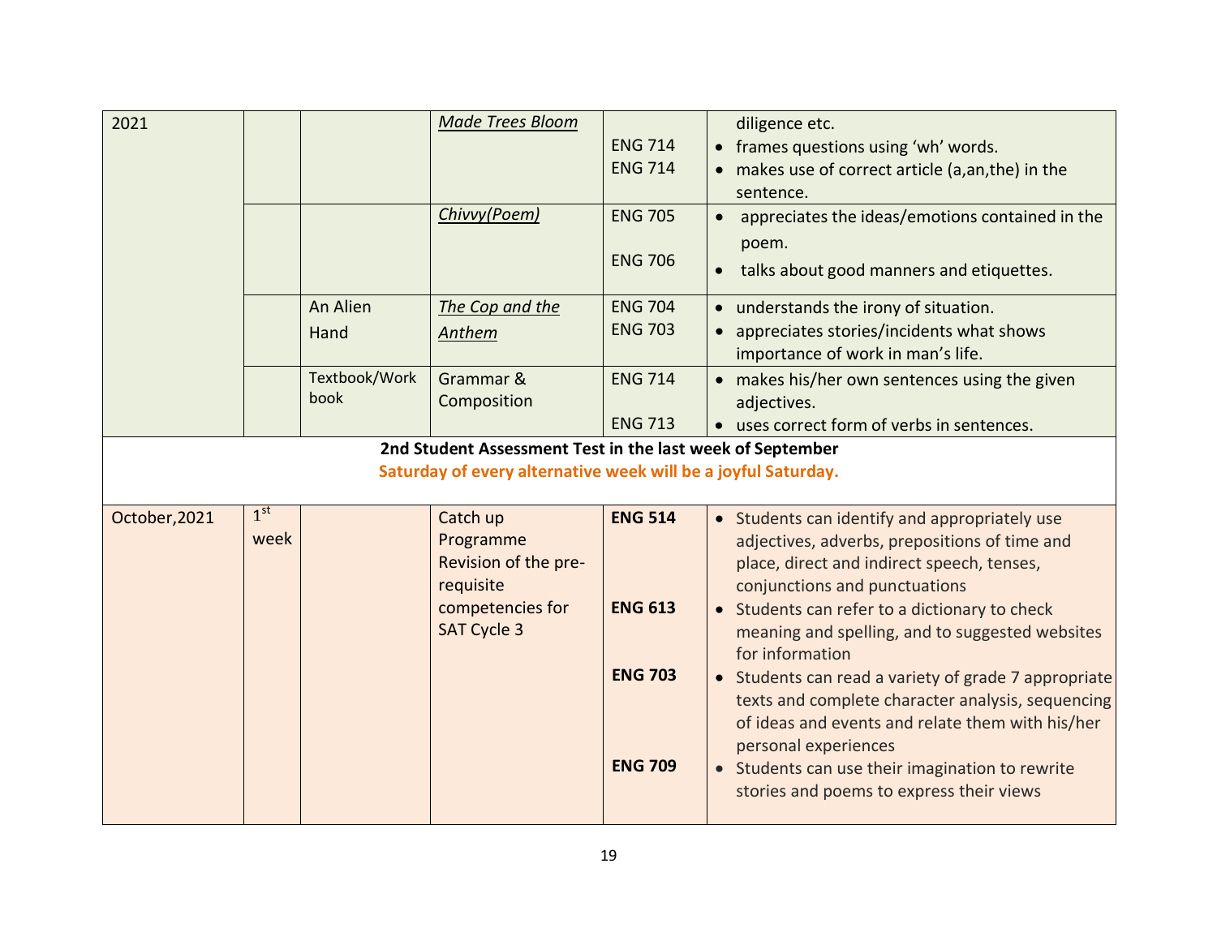| 2021 | | | *Made Trees Bloom* | ENG 714<br>ENG 714 | diligence etc.<br>• frames questions using 'wh' words.<br>• makes use of correct article (a,an,the) in the sentence. |
|---|---|---|---|---|---|
| | | | *Chivvy(Poem)* | ENG 705<br>ENG 706 | • appreciates the ideas/emotions contained in the poem.<br>• talks about good manners and etiquettes. |
| | | An Alien Hand | *The Cop and the Anthem* | ENG 704<br>ENG 703 | • understands the irony of situation.<br>• appreciates stories/incidents what shows importance of work in man's life. |
| | | Textbook/Work book | Grammar & Composition | ENG 714<br>ENG 713 | • makes his/her own sentences using the given adjectives.<br>• uses correct form of verbs in sentences. |
| **2nd Student Assessment Test in the last week of September**<br>**Saturday of every alternative week will be a joyful Saturday.** | | | | | |
| October,2021 | 1st week | | Catch up Programme Revision of the pre-requisite competencies for SAT Cycle 3 | **ENG 514**<br>**ENG 613**<br>**ENG 703**<br>**ENG 709** | • Students can identify and appropriately use adjectives, adverbs, prepositions of time and place, direct and indirect speech, tenses, conjunctions and punctuations<br>• Students can refer to a dictionary to check meaning and spelling, and to suggested websites for information<br>• Students can read a variety of grade 7 appropriate texts and complete character analysis, sequencing of ideas and events and relate them with his/her personal experiences<br>• Students can use their imagination to rewrite stories and poems to express their views |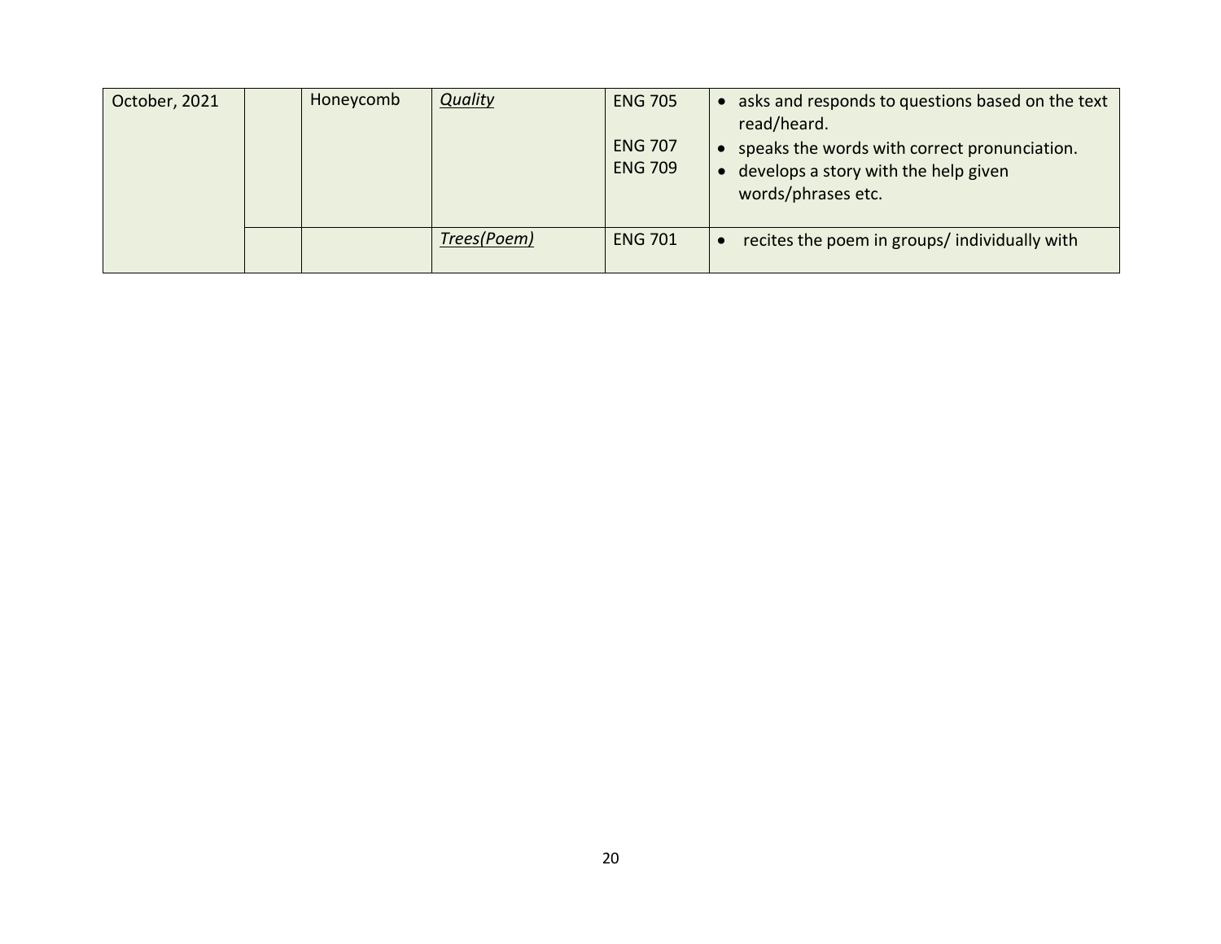| October, 2021 | | Honeycomb | *Quality* | ENG 705<br><br>ENG 707<br>ENG 709 | • asks and responds to questions based on the text read/heard.<br>• speaks the words with correct pronunciation.<br>• develops a story with the help given words/phrases etc. |
|---|---|---|---|---|---|
| | | | *Trees(Poem)* | ENG 701 | • recites the poem in groups/ individually with |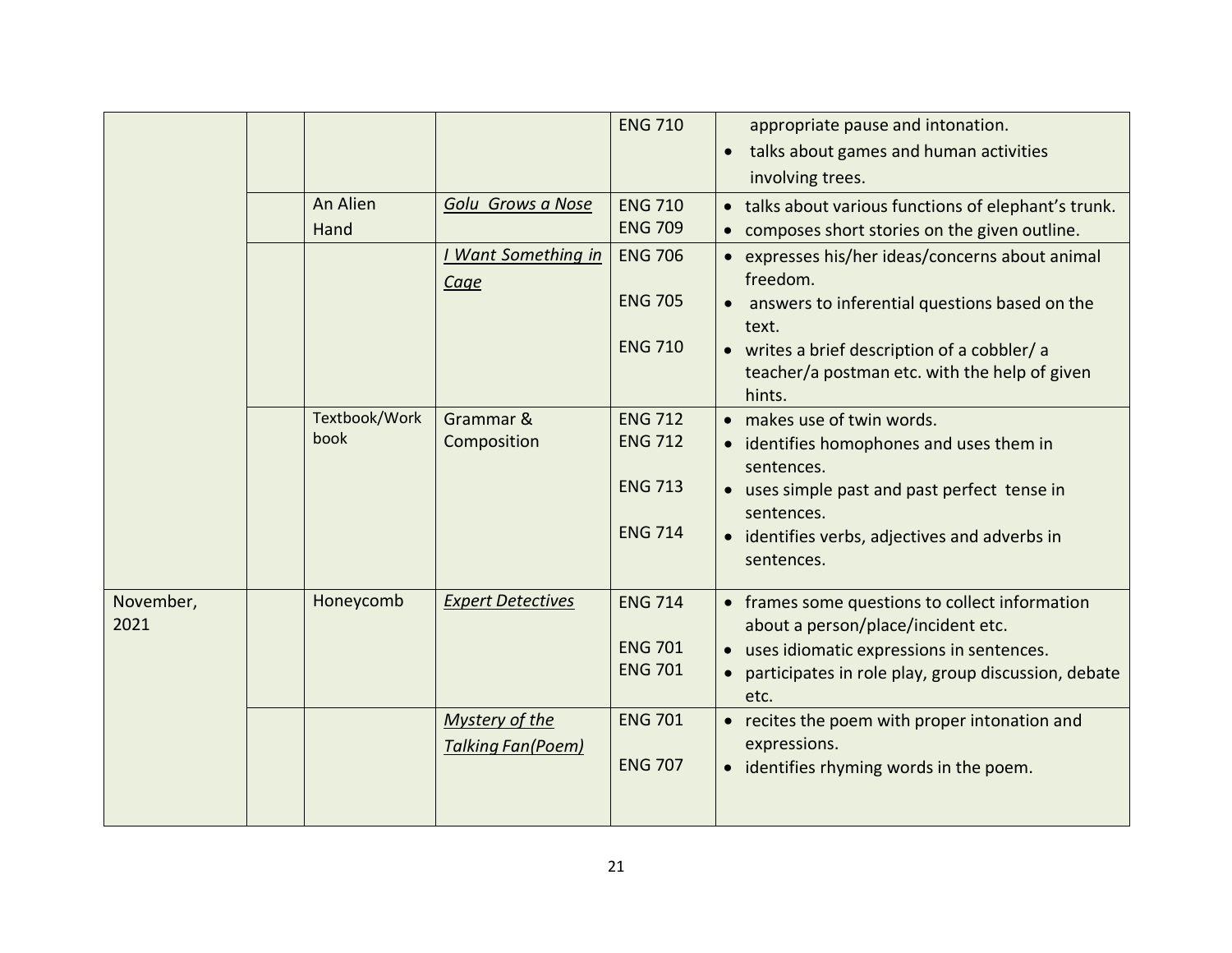| | | | | | |
|---|---|---|---|---|---|
| | | | | ENG 710 | appropriate pause and intonation.<br>• talks about games and human activities involving trees. |
| | | An Alien Hand | *Golu Grows a Nose* | ENG 710<br>ENG 709 | • talks about various functions of elephant's trunk.<br>• composes short stories on the given outline. |
| | | | *I Want Something in Cage* | ENG 706<br><br>ENG 705<br><br>ENG 710 | • expresses his/her ideas/concerns about animal freedom.<br>• answers to inferential questions based on the text.<br>• writes a brief description of a cobbler/ a teacher/a postman etc. with the help of given hints. |
| | | Textbook/Work book | Grammar & Composition | ENG 712<br>ENG 712<br><br>ENG 713<br><br>ENG 714 | • makes use of twin words.<br>• identifies homophones and uses them in sentences.<br>• uses simple past and past perfect tense in sentences.<br>• identifies verbs, adjectives and adverbs in sentences. |
| November, 2021 | | Honeycomb | *Expert Detectives* | ENG 714<br><br>ENG 701<br>ENG 701 | • frames some questions to collect information about a person/place/incident etc.<br>• uses idiomatic expressions in sentences.<br>• participates in role play, group discussion, debate etc. |
| | | | *Mystery of the Talking Fan(Poem)* | ENG 701<br><br>ENG 707 | • recites the poem with proper intonation and expressions.<br>• identifies rhyming words in the poem. |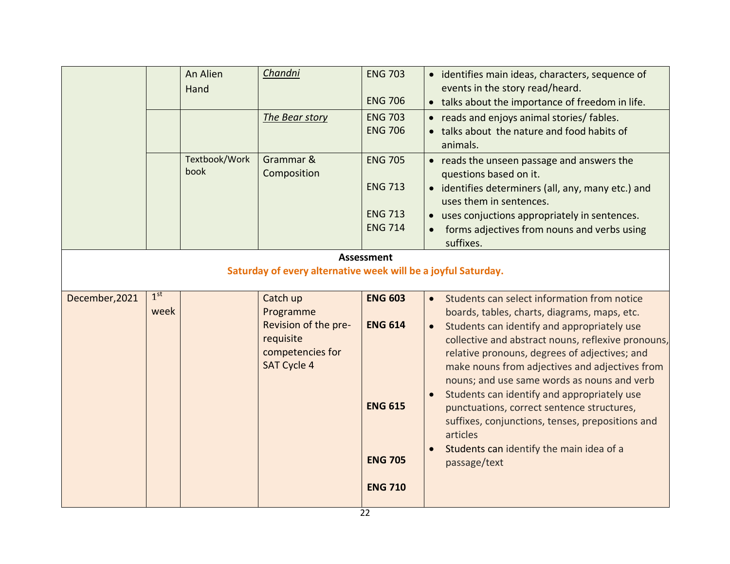|  |  |  |  |  |  |
|---|---|---|---|---|---|
|  |  | An Alien Hand | *Chandni* | ENG 703<br><br>ENG 706 | • identifies main ideas, characters, sequence of events in the story read/heard.<br>• talks about the importance of freedom in life. |
|  |  |  | *The Bear story* | ENG 703<br>ENG 706 | • reads and enjoys animal stories/ fables.<br>• talks about the nature and food habits of animals. |
|  |  | Textbook/Work book | Grammar & Composition | ENG 705<br><br>ENG 713<br><br>ENG 713<br>ENG 714 | • reads the unseen passage and answers the questions based on it.<br>• identifies determiners (all, any, many etc.) and uses them in sentences.<br>• uses conjuctions appropriately in sentences.<br>• forms adjectives from nouns and verbs using suffixes. |
| **Assessment**<br>**Saturday of every alternative week will be a joyful Saturday.** |  |  |  |  |  |
| December,2021 | 1st week |  | Catch up Programme<br>Revision of the pre-requisite competencies for SAT Cycle 4 | **ENG 603**<br><br>**ENG 614**<br><br><br><br>**ENG 615**<br><br><br>**ENG 705**<br><br>**ENG 710** | • Students can select information from notice boards, tables, charts, diagrams, maps, etc.<br>• Students can identify and appropriately use collective and abstract nouns, reflexive pronouns, relative pronouns, degrees of adjectives; and make nouns from adjectives and adjectives from nouns; and use same words as nouns and verb<br>• Students can identify and appropriately use punctuations, correct sentence structures, suffixes, conjunctions, tenses, prepositions and articles<br>• Students can identify the main idea of a passage/text |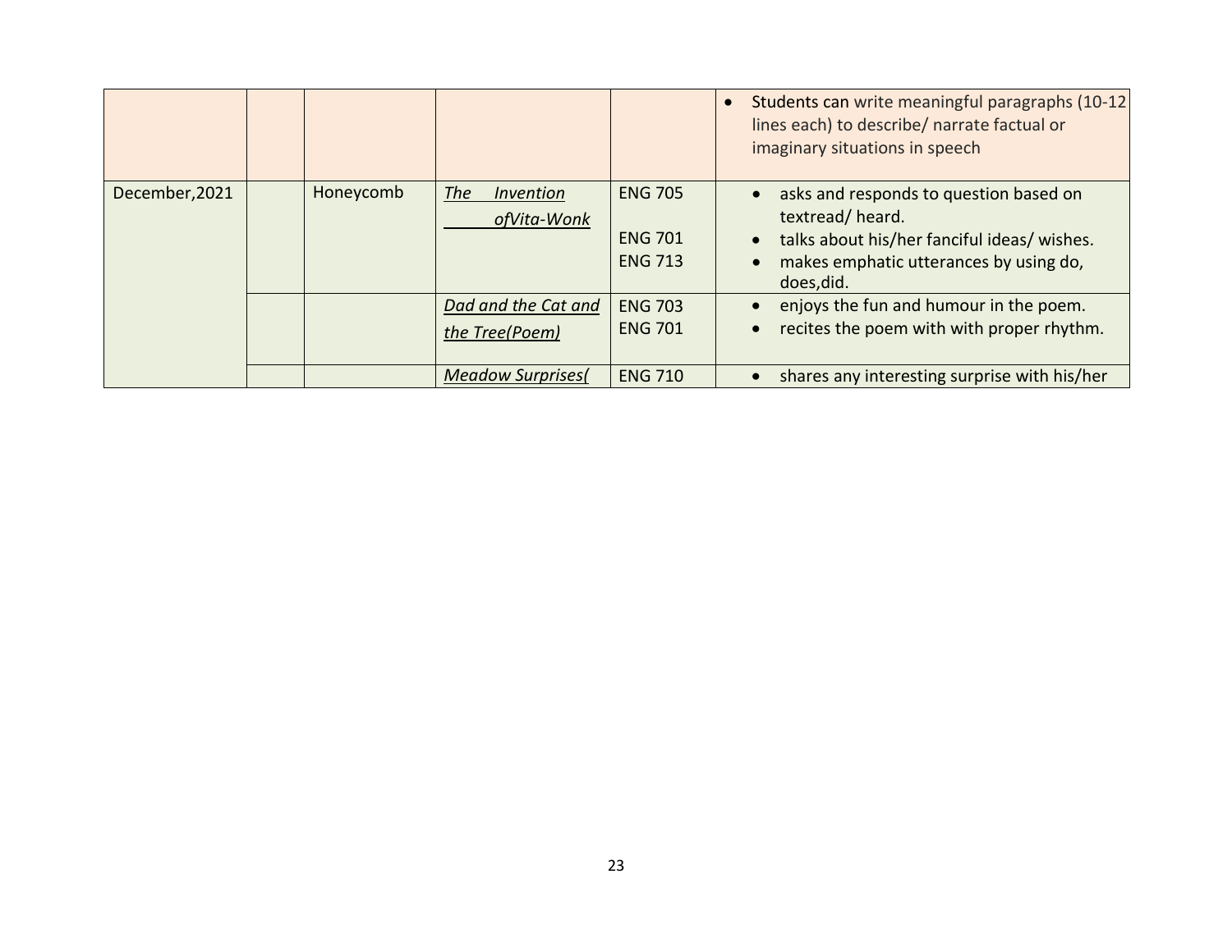| | | | | | |
|---|---|---|---|---|---|
| | | | | | • Students can write meaningful paragraphs (10-12 lines each) to describe/ narrate factual or imaginary situations in speech |
| December,2021 | | Honeycomb | *The Invention ofVita-Wonk* | ENG 705<br><br>ENG 701<br>ENG 713 | • asks and responds to question based on textread/ heard.<br>• talks about his/her fanciful ideas/ wishes.<br>• makes emphatic utterances by using do, does,did. |
| | | | *Dad and the Cat and the Tree(Poem)* | ENG 703<br>ENG 701 | • enjoys the fun and humour in the poem.<br>• recites the poem with with proper rhythm. |
| | | | *Meadow Surprises(* | ENG 710 | • shares any interesting surprise with his/her |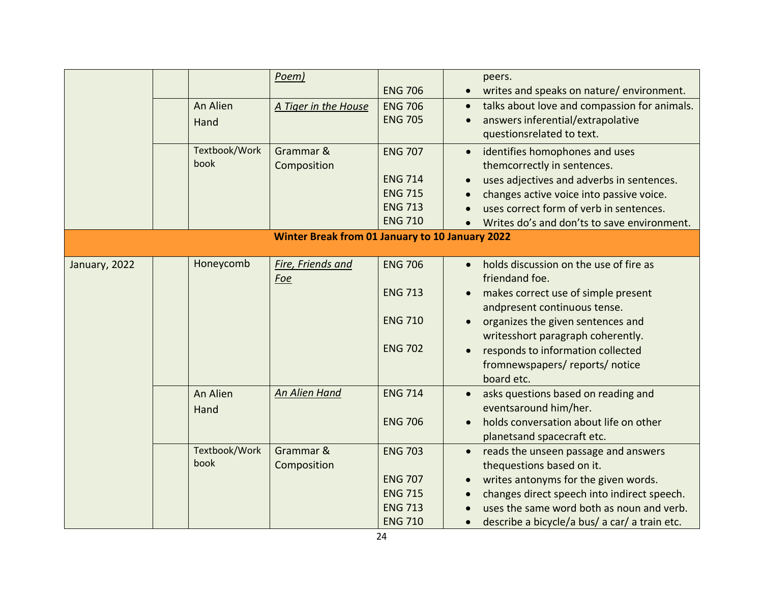| | | | | | |
|---|---|---|---|---|---|
| | | | *Poem)* | ENG 706 | • peers.<br>• writes and speaks on nature/ environment. |
| | | An Alien Hand | *A Tiger in the House* | ENG 706<br>ENG 705 | • talks about love and compassion for animals.<br>• answers inferential/extrapolative questionsrelated to text. |
| | | Textbook/Work book | Grammar & Composition | ENG 707<br>ENG 714<br>ENG 715<br>ENG 713<br>ENG 710 | • identifies homophones and uses themcorrectly in sentences.<br>• uses adjectives and adverbs in sentences.<br>• changes active voice into passive voice.<br>• uses correct form of verb in sentences.<br>• Writes do's and don'ts to save environment. |
| **Winter Break from 01 January to 10 January 2022** | | | | | |
| January, 2022 | | Honeycomb | *Fire, Friends and Foe* | ENG 706<br>ENG 713<br>ENG 710<br>ENG 702 | • holds discussion on the use of fire as friendand foe.<br>• makes correct use of simple present andpresent continuous tense.<br>• organizes the given sentences and writesshort paragraph coherently.<br>• responds to information collected fromnewspapers/ reports/ notice board etc. |
| | | An Alien Hand | *An Alien Hand* | ENG 714<br>ENG 706 | • asks questions based on reading and eventsaround him/her.<br>• holds conversation about life on other planetsand spacecraft etc. |
| | | Textbook/Work book | Grammar & Composition | ENG 703<br>ENG 707<br>ENG 715<br>ENG 713<br>ENG 710 | • reads the unseen passage and answers thequestions based on it.<br>• writes antonyms for the given words.<br>• changes direct speech into indirect speech.<br>• uses the same word both as noun and verb.<br>• describe a bicycle/a bus/ a car/ a train etc. |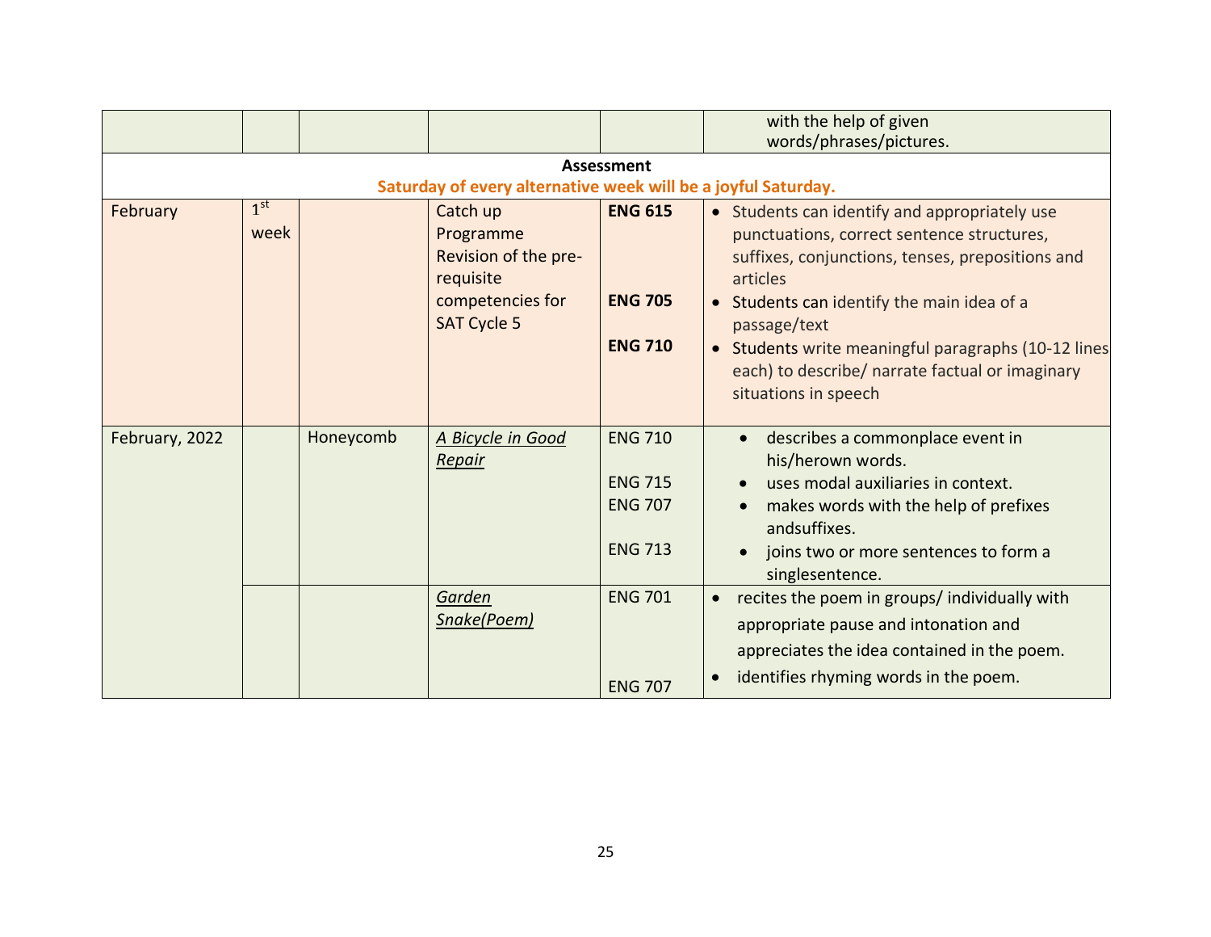| | | | | | |
|---|---|---|---|---|---|
| | | | | | with the help of given words/phrases/pictures. |
| **Assessment**<br>**Saturday of every alternative week will be a joyful Saturday.** | | | | | |
| February | 1st week | | Catch up Programme Revision of the pre-requisite competencies for SAT Cycle 5 | **ENG 615**<br><br>**ENG 705**<br><br>**ENG 710** | • Students can identify and appropriately use punctuations, correct sentence structures, suffixes, conjunctions, tenses, prepositions and articles<br>• Students can identify the main idea of a passage/text<br>• Students write meaningful paragraphs (10-12 lines each) to describe/ narrate factual or imaginary situations in speech |
| February, 2022 | | Honeycomb | *A Bicycle in Good Repair* | ENG 710<br><br>ENG 715<br>ENG 707<br><br>ENG 713 | • describes a commonplace event in his/herown words.<br>• uses modal auxiliaries in context.<br>• makes words with the help of prefixes andsuffixes.<br>• joins two or more sentences to form a singlesentence. |
| | | | *Garden Snake(Poem)* | ENG 701<br><br>ENG 707 | • recites the poem in groups/ individually with appropriate pause and intonation and appreciates the idea contained in the poem.<br>• identifies rhyming words in the poem. |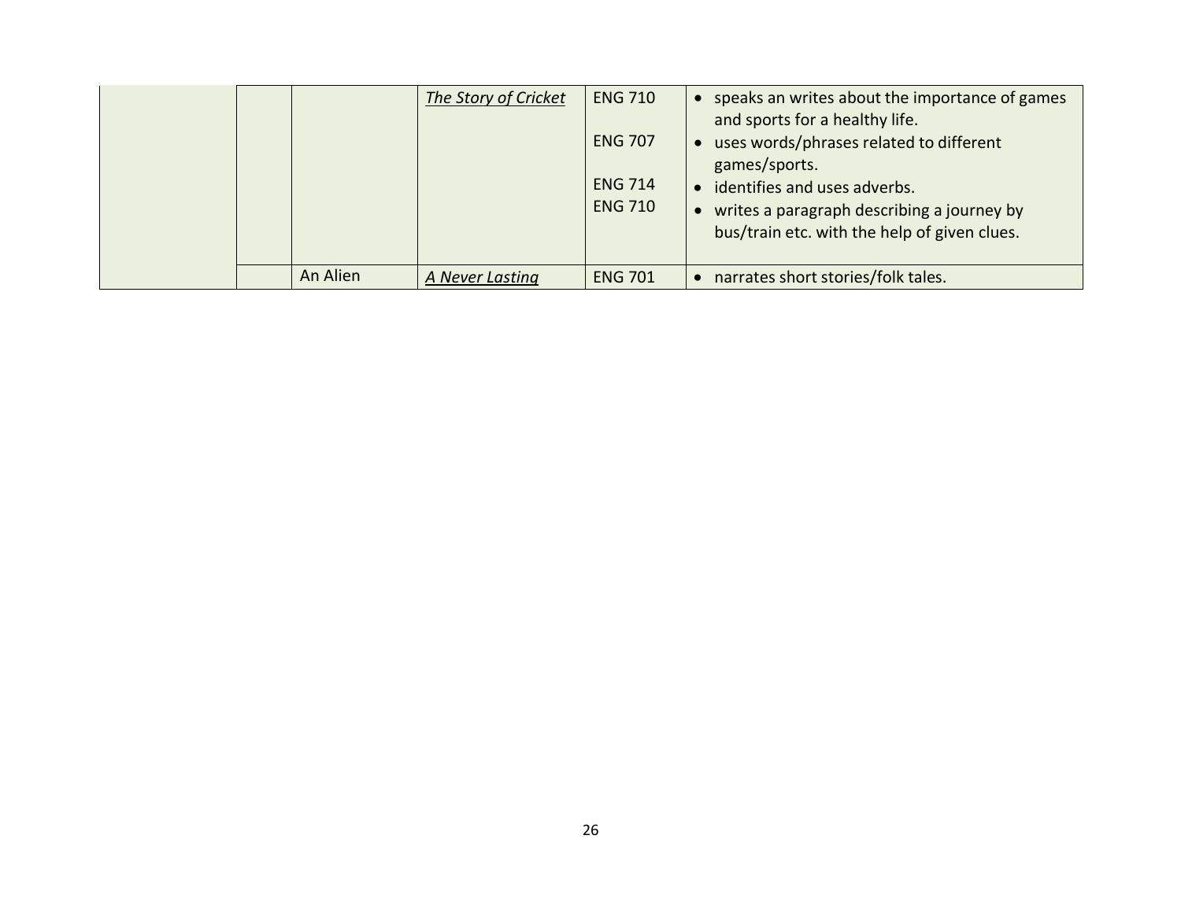| | | | | | |
|---|---|---|---|---|---|
| | | | ***The Story of Cricket*** | ENG 710<br><br>ENG 707<br><br>ENG 714<br>ENG 710 | • speaks an writes about the importance of games and sports for a healthy life.<br>• uses words/phrases related to different games/sports.<br>• identifies and uses adverbs.<br>• writes a paragraph describing a journey by bus/train etc. with the help of given clues. |
| | | An Alien | ***A Never Lasting*** | ENG 701 | • narrates short stories/folk tales. |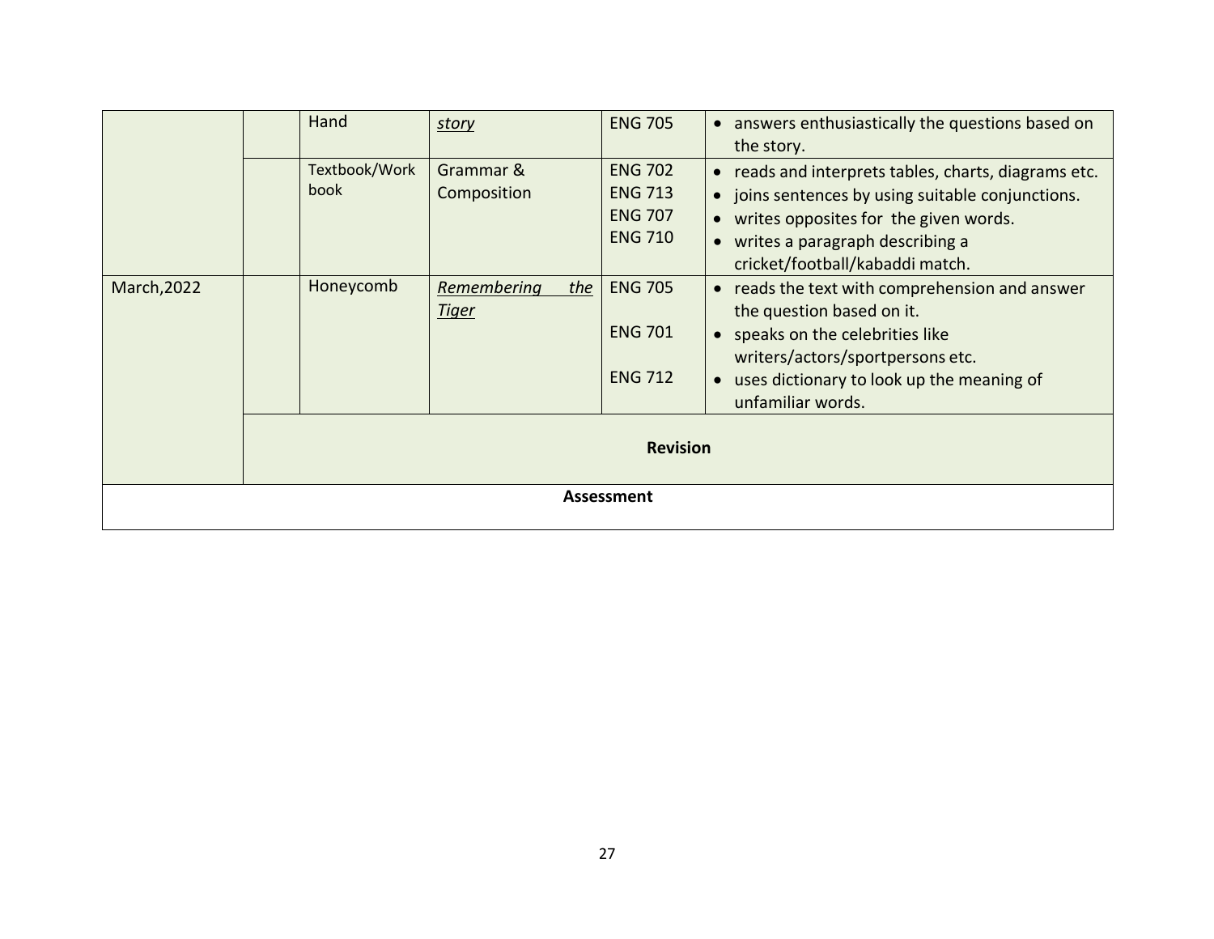| | | Hand | *story* | ENG 705 | • answers enthusiastically the questions based on the story. |
|---|---|---|---|---|---|
| | | Textbook/Work book | Grammar & Composition | ENG 702<br>ENG 713<br>ENG 707<br>ENG 710 | • reads and interprets tables, charts, diagrams etc.<br>• joins sentences by using suitable conjunctions.<br>• writes opposites for the given words.<br>• writes a paragraph describing a cricket/football/kabaddi match. |
| March,2022 | | Honeycomb | *Remembering the Tiger* | ENG 705<br><br>ENG 701<br><br>ENG 712 | • reads the text with comprehension and answer the question based on it.<br>• speaks on the celebrities like writers/actors/sportpersons etc.<br>• uses dictionary to look up the meaning of unfamiliar words. |
| | **Revision** | | | | |
| **Assessment** | | | | | |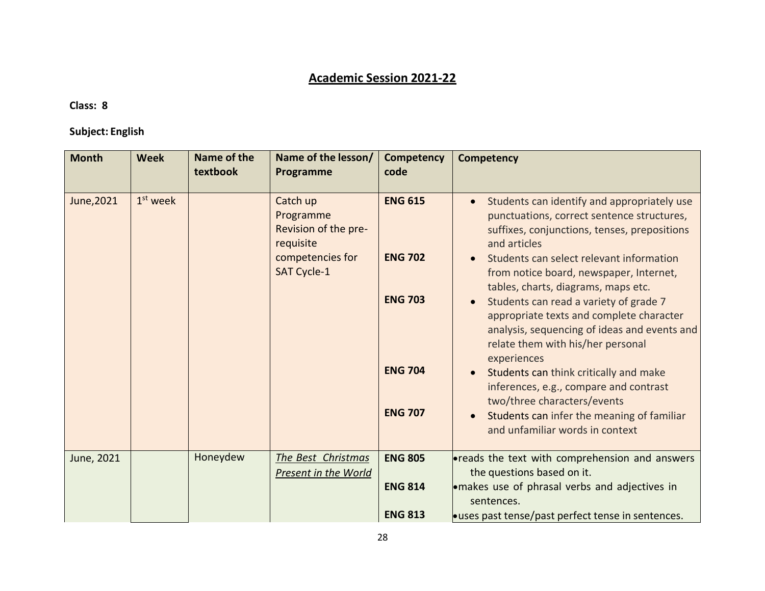## Academic Session 2021-22

**Class: 8**

**Subject: English**

| Month | Week | Name of the textbook | Name of the lesson/ Programme | Competency code | Competency |
|---|---|---|---|---|---|
| June,2021 | 1st week | | Catch up Programme Revision of the pre-requisite competencies for SAT Cycle-1 | **ENG 615**<br><br>**ENG 702**<br><br>**ENG 703**<br><br>**ENG 704**<br><br>**ENG 707** | • Students can identify and appropriately use punctuations, correct sentence structures, suffixes, conjunctions, tenses, prepositions and articles<br>• Students can select relevant information from notice board, newspaper, Internet, tables, charts, diagrams, maps etc.<br>• Students can read a variety of grade 7 appropriate texts and complete character analysis, sequencing of ideas and events and relate them with his/her personal experiences<br>• Students can think critically and make inferences, e.g., compare and contrast two/three characters/events<br>• Students can infer the meaning of familiar and unfamiliar words in context |
| June, 2021 | | Honeydew | *The Best Christmas Present in the World* | **ENG 805**<br><br>**ENG 814**<br><br>**ENG 813** | • reads the text with comprehension and answers the questions based on it.<br>• makes use of phrasal verbs and adjectives in sentences.<br>• uses past tense/past perfect tense in sentences. |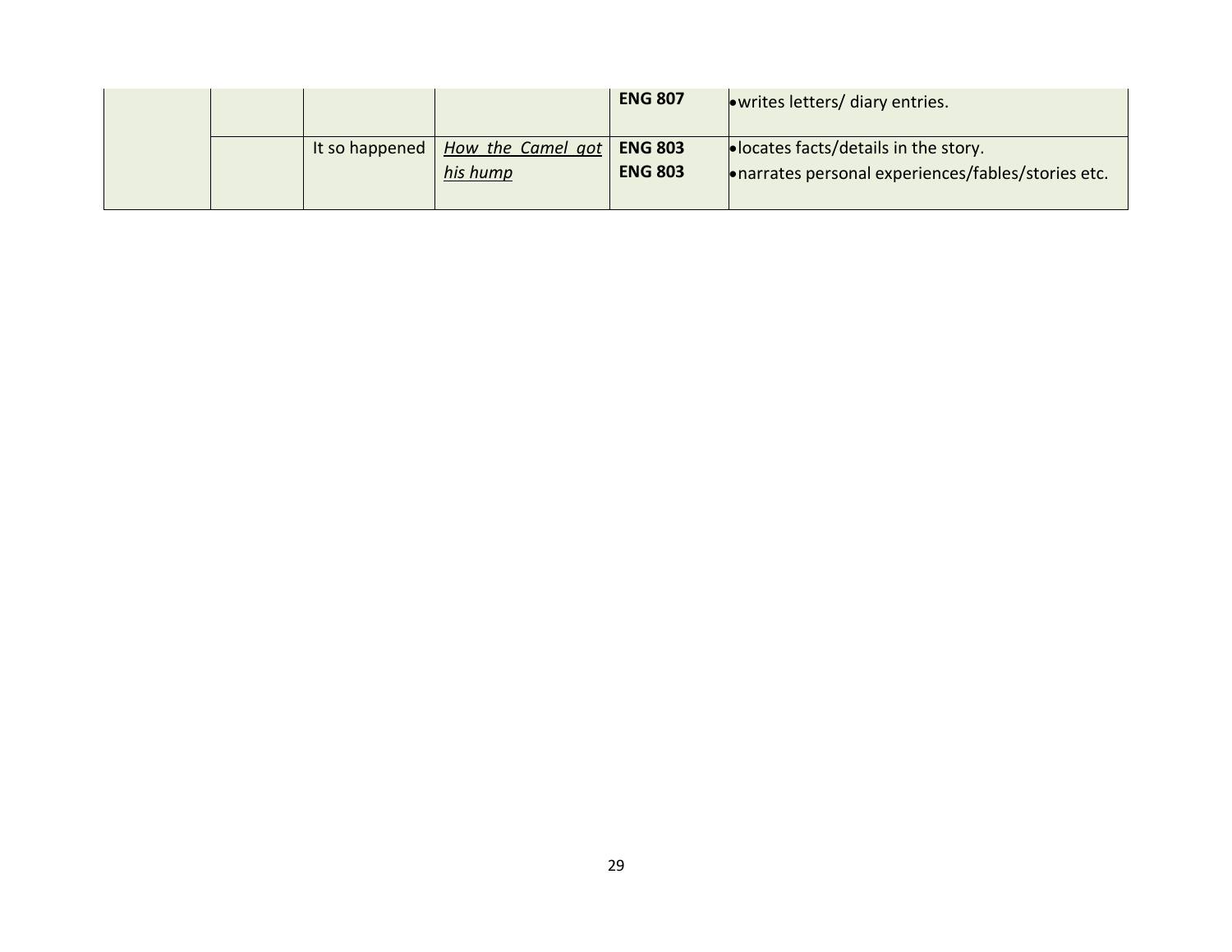| | | | | | |
|---|---|---|---|---|---|
| | | | | **ENG 807** | • writes letters/ diary entries. |
| | | It so happened | *How the Camel got his hump* | **ENG 803**<br>**ENG 803** | • locates facts/details in the story.<br>• narrates personal experiences/fables/stories etc. |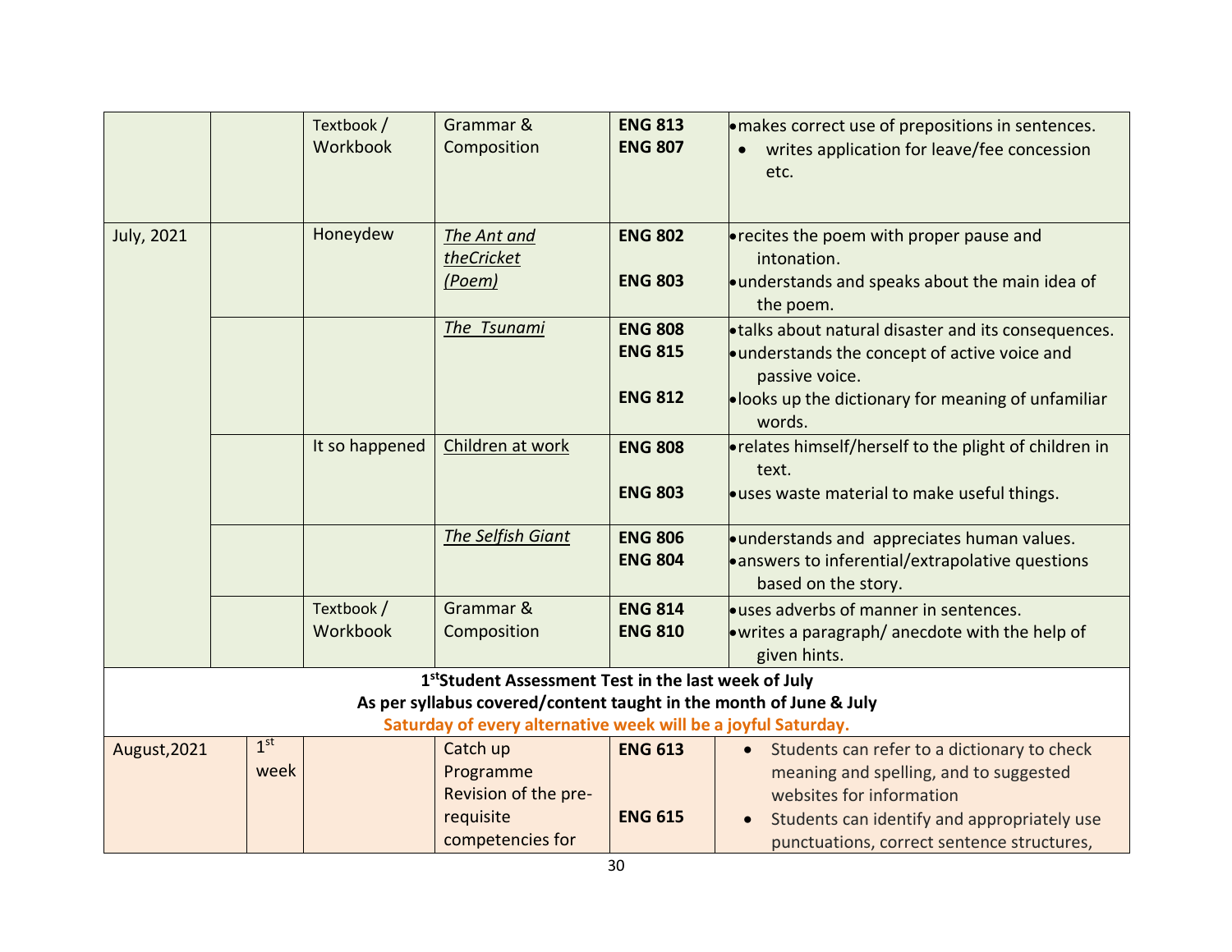| | | | | | |
|---|---|---|---|---|---|
| | | Textbook / Workbook | Grammar & Composition | **ENG 813**<br>**ENG 807** | • makes correct use of prepositions in sentences.<br>• writes application for leave/fee concession etc. |
| July, 2021 | | Honeydew | *The Ant and theCricket (Poem)* | **ENG 802**<br>**ENG 803** | • recites the poem with proper pause and intonation.<br>• understands and speaks about the main idea of the poem. |
| | | | *The Tsunami* | **ENG 808**<br>**ENG 815**<br>**ENG 812** | • talks about natural disaster and its consequences.<br>• understands the concept of active voice and passive voice.<br>• looks up the dictionary for meaning of unfamiliar words. |
| | | It so happened | Children at work | **ENG 808**<br>**ENG 803** | • relates himself/herself to the plight of children in text.<br>• uses waste material to make useful things. |
| | | | *The Selfish Giant* | **ENG 806**<br>**ENG 804** | • understands and appreciates human values.<br>• answers to inferential/extrapolative questions based on the story. |
| | | Textbook / Workbook | Grammar & Composition | **ENG 814**<br>**ENG 810** | • uses adverbs of manner in sentences.<br>• writes a paragraph/ anecdote with the help of given hints. |
| **1st Student Assessment Test in the last week of July**<br>**As per syllabus covered/content taught in the month of June & July**<br>**Saturday of every alternative week will be a joyful Saturday.** | | | | | |
| August,2021 | 1st week | | Catch up Programme Revision of the pre-requisite competencies for | **ENG 613**<br>**ENG 615** | • Students can refer to a dictionary to check meaning and spelling, and to suggested websites for information<br>• Students can identify and appropriately use punctuations, correct sentence structures, |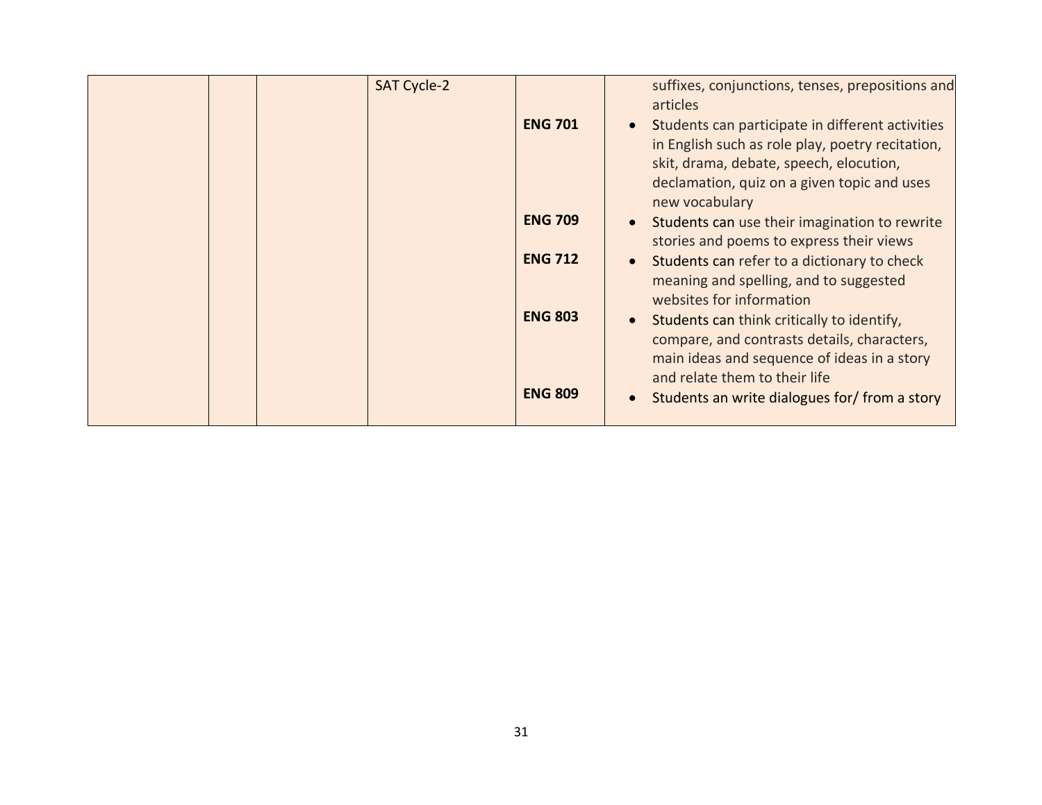| | | | | | |
|---|---|---|---|---|---|
| | | | SAT Cycle-2 | <br>**ENG 701**<br><br><br><br>**ENG 709**<br><br>**ENG 712**<br><br><br>**ENG 803**<br><br><br><br>**ENG 809** | suffixes, conjunctions, tenses, prepositions and articles<br>• Students can participate in different activities in English such as role play, poetry recitation, skit, drama, debate, speech, elocution, declamation, quiz on a given topic and uses new vocabulary<br>• Students can use their imagination to rewrite stories and poems to express their views<br>• Students can refer to a dictionary to check meaning and spelling, and to suggested websites for information<br>• Students can think critically to identify, compare, and contrasts details, characters, main ideas and sequence of ideas in a story and relate them to their life<br>• Students an write dialogues for/ from a story |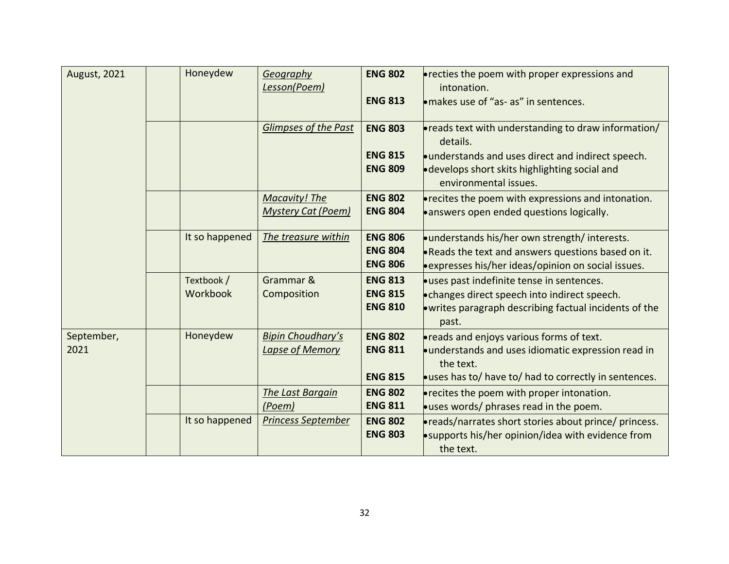| August, 2021 | | Honeydew | *Geography Lesson(Poem)* | **ENG 802**<br><br>**ENG 813** | • recties the poem with proper expressions and intonation.<br>• makes use of "as- as" in sentences. |
|---|---|---|---|---|---|
| | | | *Glimpses of the Past* | **ENG 803**<br><br>**ENG 815**<br>**ENG 809** | • reads text with understanding to draw information/ details.<br>• understands and uses direct and indirect speech.<br>• develops short skits highlighting social and environmental issues. |
| | | | *Macavity! The Mystery Cat (Poem)* | **ENG 802**<br>**ENG 804** | • recites the poem with expressions and intonation.<br>• answers open ended questions logically. |
| | | It so happened | *The treasure within* | **ENG 806**<br>**ENG 804**<br>**ENG 806** | • understands his/her own strength/ interests.<br>• Reads the text and answers questions based on it.<br>• expresses his/her ideas/opinion on social issues. |
| | | Textbook / Workbook | Grammar & Composition | **ENG 813**<br>**ENG 815**<br>**ENG 810** | • uses past indefinite tense in sentences.<br>• changes direct speech into indirect speech.<br>• writes paragraph describing factual incidents of the past. |
| September, 2021 | | Honeydew | *Bipin Choudhary's Lapse of Memory* | **ENG 802**<br>**ENG 811**<br><br>**ENG 815** | • reads and enjoys various forms of text.<br>• understands and uses idiomatic expression read in the text.<br>• uses has to/ have to/ had to correctly in sentences. |
| | | | *The Last Bargain (Poem)* | **ENG 802**<br>**ENG 811** | • recites the poem with proper intonation.<br>• uses words/ phrases read in the poem. |
| | | It so happened | *Princess September* | **ENG 802**<br>**ENG 803** | • reads/narrates short stories about prince/ princess.<br>• supports his/her opinion/idea with evidence from the text. |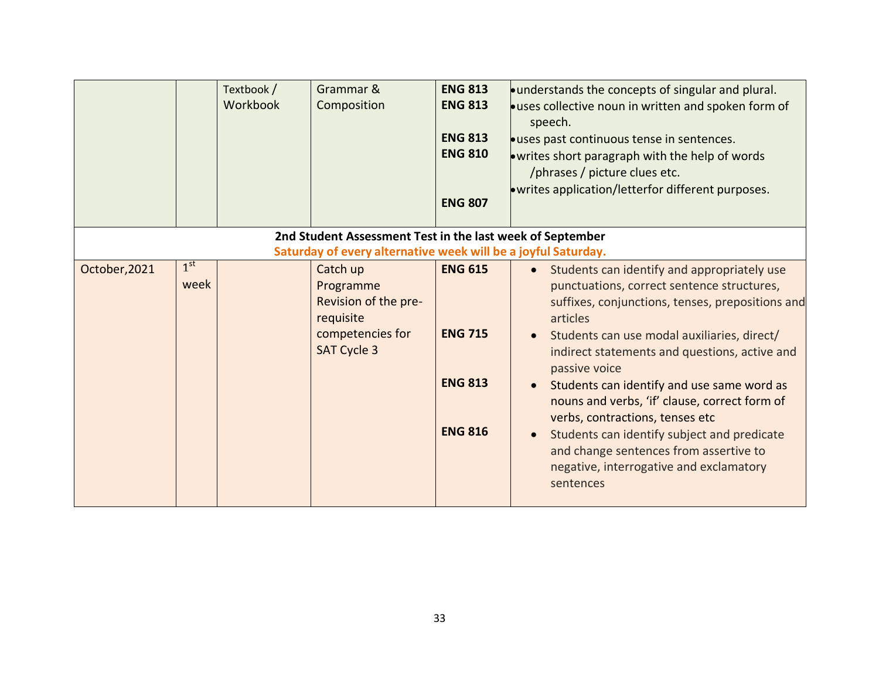| | | | | | |
|---|---|---|---|---|---|
| | | Textbook / Workbook | Grammar & Composition | **ENG 813**<br>**ENG 813**<br><br>**ENG 813**<br>**ENG 810**<br><br>**ENG 807** | • understands the concepts of singular and plural.<br>• uses collective noun in written and spoken form of speech.<br>• uses past continuous tense in sentences.<br>• writes short paragraph with the help of words /phrases / picture clues etc.<br>• writes application/letterfor different purposes. |
| **2nd Student Assessment Test in the last week of September**<br>**Saturday of every alternative week will be a joyful Saturday.** | | | | | |
| October,2021 | 1st week | | Catch up Programme Revision of the pre-requisite competencies for SAT Cycle 3 | **ENG 615**<br><br>**ENG 715**<br><br>**ENG 813**<br><br>**ENG 816** | • Students can identify and appropriately use punctuations, correct sentence structures, suffixes, conjunctions, tenses, prepositions and articles<br>• Students can use modal auxiliaries, direct/ indirect statements and questions, active and passive voice<br>• Students can identify and use same word as nouns and verbs, 'if' clause, correct form of verbs, contractions, tenses etc<br>• Students can identify subject and predicate and change sentences from assertive to negative, interrogative and exclamatory sentences |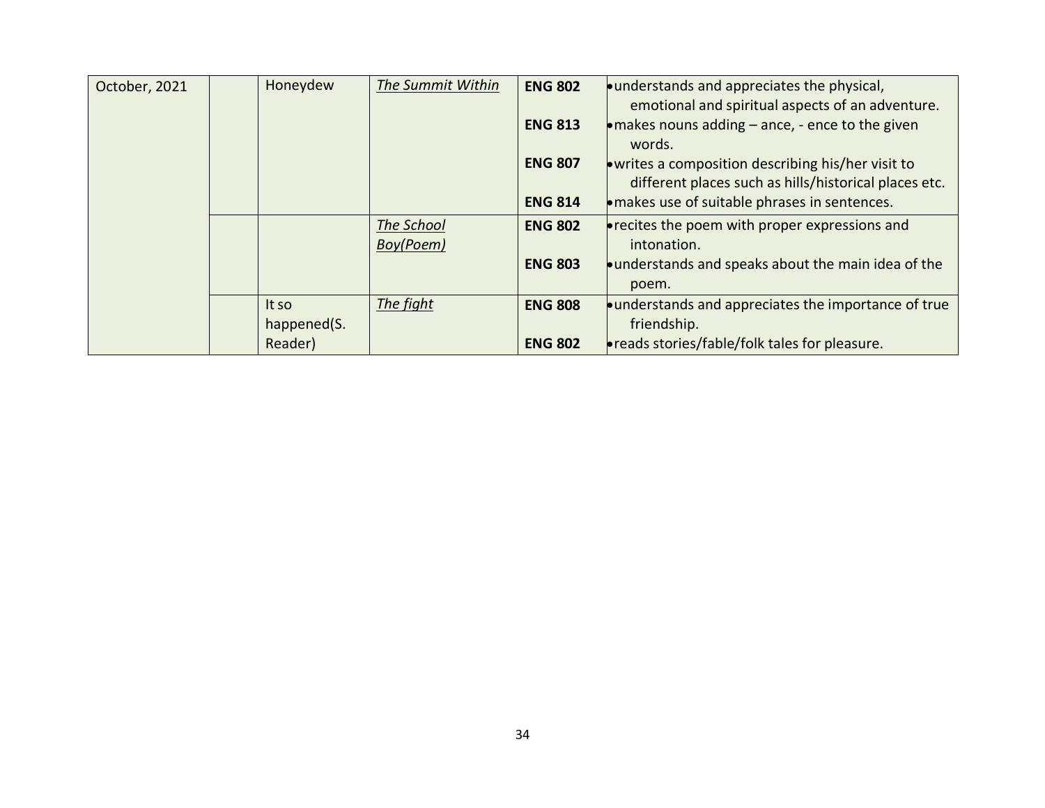| October, 2021 | | Honeydew | *The Summit Within* | **ENG 802** | • understands and appreciates the physical, emotional and spiritual aspects of an adventure. |
|---|---|---|---|---|---|
| | | | | **ENG 813** | • makes nouns adding – ance, - ence to the given words. |
| | | | | **ENG 807** | • writes a composition describing his/her visit to different places such as hills/historical places etc. |
| | | | | **ENG 814** | • makes use of suitable phrases in sentences. |
| | | | *The School Boy(Poem)* | **ENG 802** | • recites the poem with proper expressions and intonation. |
| | | | | **ENG 803** | • understands and speaks about the main idea of the poem. |
| | | It so happened(S. Reader) | *The fight* | **ENG 808** | • understands and appreciates the importance of true friendship. |
| | | | | **ENG 802** | • reads stories/fable/folk tales for pleasure. |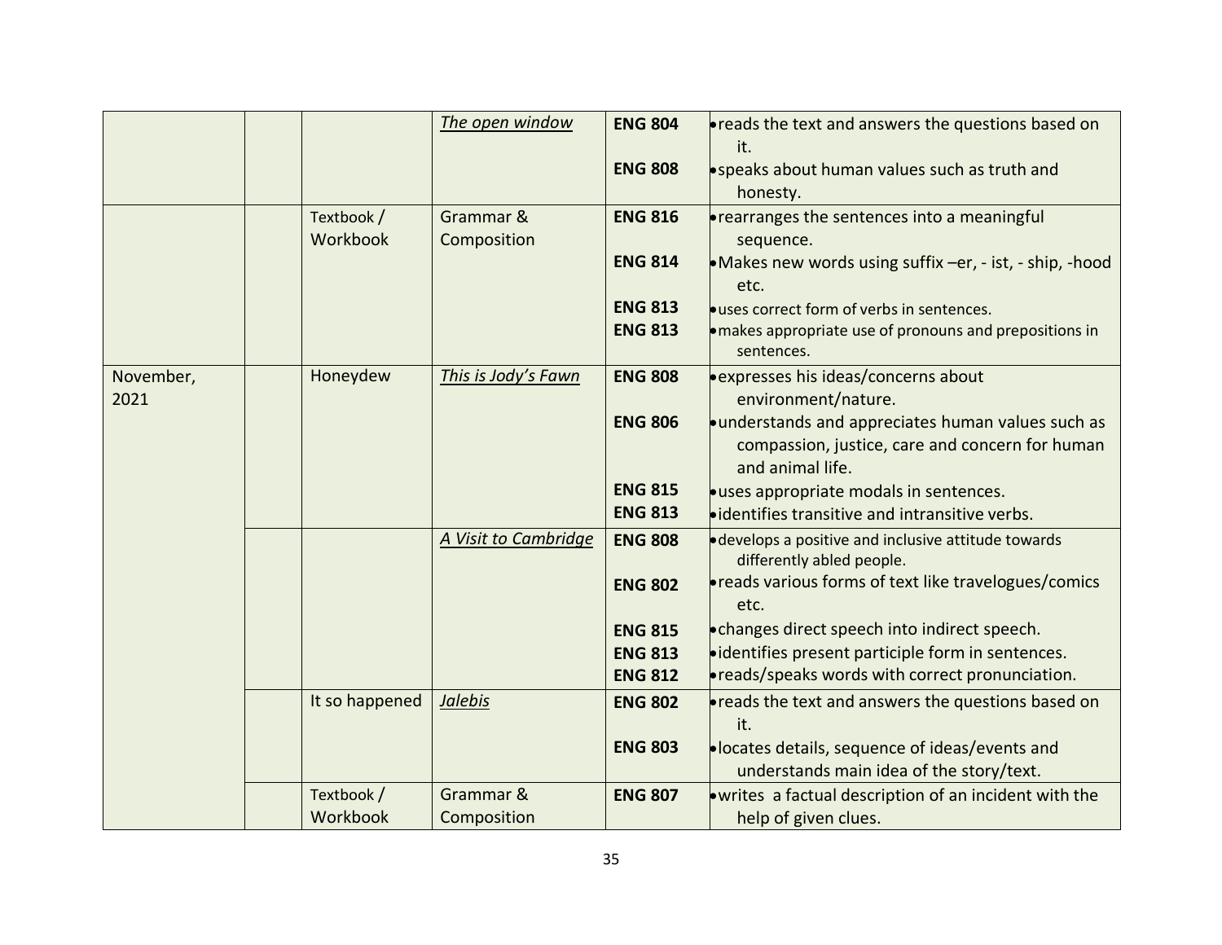| | | | | | |
|---|---|---|---|---|---|
| | | | *The open window* | **ENG 804**<br><br>**ENG 808** | • reads the text and answers the questions based on it.<br>• speaks about human values such as truth and honesty. |
| | | Textbook / Workbook | Grammar & Composition | **ENG 816**<br><br>**ENG 814**<br><br>**ENG 813**<br>**ENG 813** | • rearranges the sentences into a meaningful sequence.<br>• Makes new words using suffix –er, - ist, - ship, -hood etc.<br>• uses correct form of verbs in sentences.<br>• makes appropriate use of pronouns and prepositions in sentences. |
| November, 2021 | | Honeydew | *This is Jody's Fawn* | **ENG 808**<br><br>**ENG 806**<br><br><br>**ENG 815**<br>**ENG 813** | • expresses his ideas/concerns about environment/nature.<br>• understands and appreciates human values such as compassion, justice, care and concern for human and animal life.<br>• uses appropriate modals in sentences.<br>• identifies transitive and intransitive verbs. |
| | | | *A Visit to Cambridge* | **ENG 808**<br><br>**ENG 802**<br><br>**ENG 815**<br>**ENG 813**<br>**ENG 812** | • develops a positive and inclusive attitude towards differently abled people.<br>• reads various forms of text like travelogues/comics etc.<br>• changes direct speech into indirect speech.<br>• identifies present participle form in sentences.<br>• reads/speaks words with correct pronunciation. |
| | | It so happened | *Jalebis* | **ENG 802**<br><br>**ENG 803** | • reads the text and answers the questions based on it.<br>• locates details, sequence of ideas/events and understands main idea of the story/text. |
| | | Textbook / Workbook | Grammar & Composition | **ENG 807** | • writes a factual description of an incident with the help of given clues. |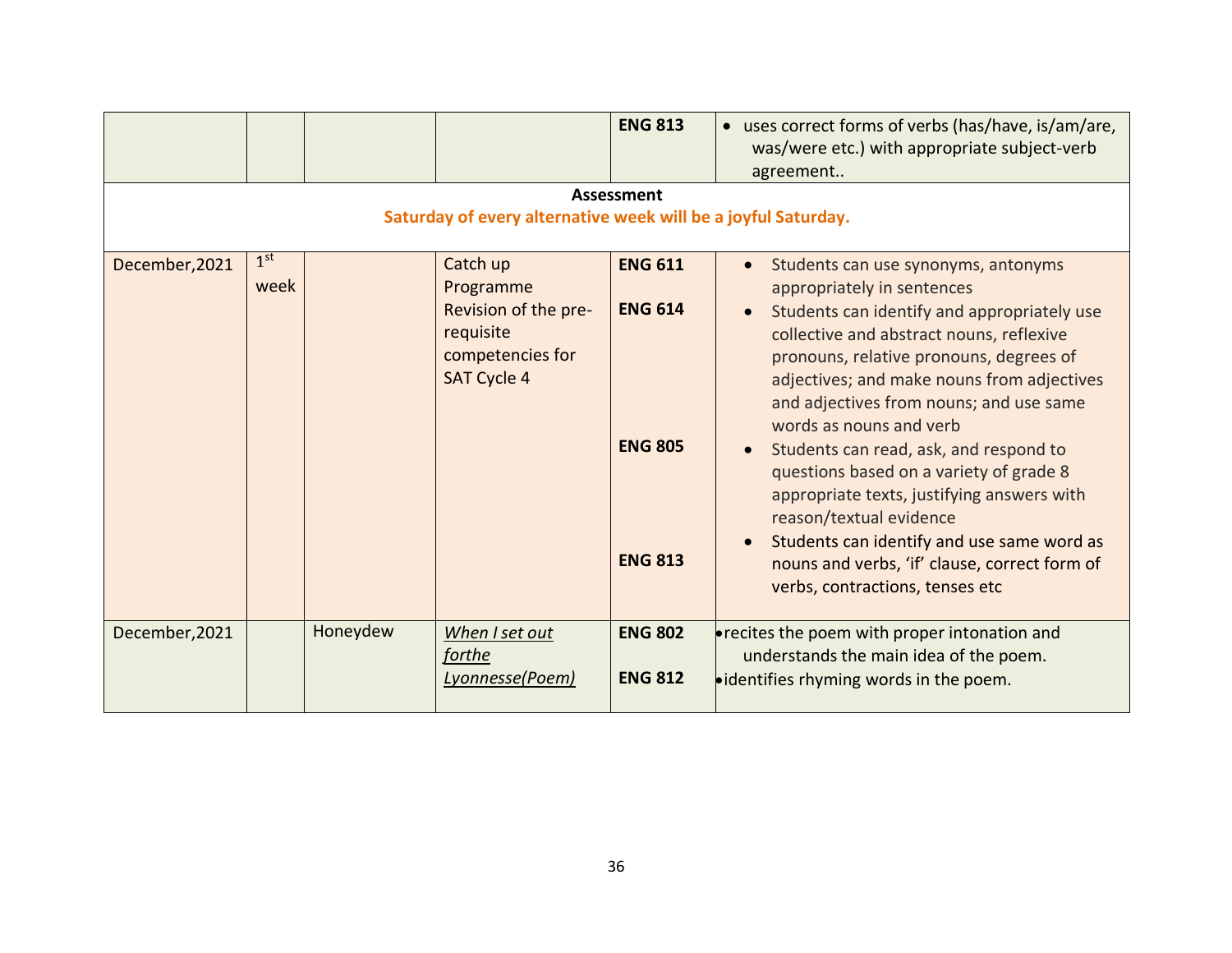| | | | | | |
|---|---|---|---|---|---|
| | | | | **ENG 813** | • uses correct forms of verbs (has/have, is/am/are, was/were etc.) with appropriate subject-verb agreement.. |
| **Assessment**<br>**Saturday of every alternative week will be a joyful Saturday.** | | | | | |
| December,2021 | 1st week | | Catch up Programme<br>Revision of the pre-requisite competencies for SAT Cycle 4 | **ENG 611**<br><br>**ENG 614**<br><br>**ENG 805**<br><br>**ENG 813** | • Students can use synonyms, antonyms appropriately in sentences<br>• Students can identify and appropriately use collective and abstract nouns, reflexive pronouns, relative pronouns, degrees of adjectives; and make nouns from adjectives and adjectives from nouns; and use same words as nouns and verb<br>• Students can read, ask, and respond to questions based on a variety of grade 8 appropriate texts, justifying answers with reason/textual evidence<br>• Students can identify and use same word as nouns and verbs, 'if' clause, correct form of verbs, contractions, tenses etc |
| December,2021 | | Honeydew | *When I set out forthe Lyonnesse(Poem)* | **ENG 802**<br><br>**ENG 812** | • recites the poem with proper intonation and understands the main idea of the poem.<br>• identifies rhyming words in the poem. |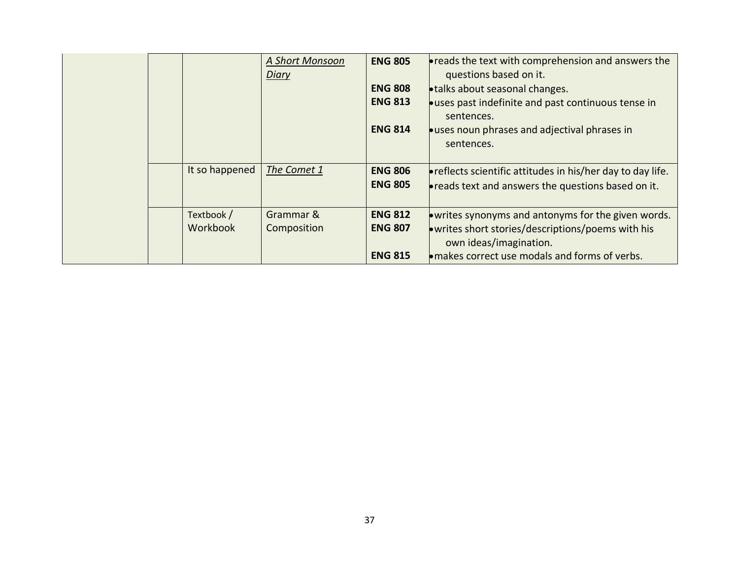| | | | | | |
|---|---|---|---|---|---|
| | | | *A Short Monsoon Diary* | **ENG 805**<br><br>**ENG 808**<br>**ENG 813**<br><br>**ENG 814** | • reads the text with comprehension and answers the questions based on it.<br>• talks about seasonal changes.<br>• uses past indefinite and past continuous tense in sentences.<br>• uses noun phrases and adjectival phrases in sentences. |
| | | It so happened | *The Comet 1* | **ENG 806**<br>**ENG 805** | • reflects scientific attitudes in his/her day to day life.<br>• reads text and answers the questions based on it. |
| | | Textbook / Workbook | Grammar & Composition | **ENG 812**<br>**ENG 807**<br><br>**ENG 815** | • writes synonyms and antonyms for the given words.<br>• writes short stories/descriptions/poems with his own ideas/imagination.<br>• makes correct use modals and forms of verbs. |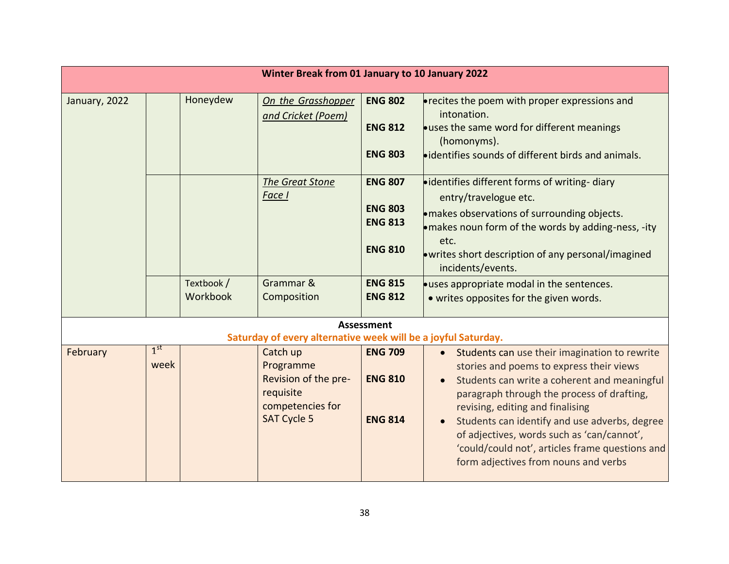| Winter Break from 01 January to 10 January 2022 | | | | | |
|---|---|---|---|---|---|
| January, 2022 | | Honeydew | *On the Grasshopper and Cricket (Poem)* | **ENG 802**<br><br>**ENG 812**<br><br>**ENG 803** | • recites the poem with proper expressions and intonation.<br>• uses the same word for different meanings (homonyms).<br>• identifies sounds of different birds and animals. |
| | | | *The Great Stone Face I* | **ENG 807**<br><br>**ENG 803**<br>**ENG 813**<br><br>**ENG 810** | • identifies different forms of writing- diary entry/travelogue etc.<br>• makes observations of surrounding objects.<br>• makes noun form of the words by adding-ness, -ity etc.<br>• writes short description of any personal/imagined incidents/events. |
| | | Textbook / Workbook | Grammar & Composition | **ENG 815**<br>**ENG 812** | • uses appropriate modal in the sentences.<br>• writes opposites for the given words. |
| **Assessment**<br>**Saturday of every alternative week will be a joyful Saturday.** | | | | | |
| February | 1st week | | Catch up Programme<br>Revision of the pre-requisite competencies for SAT Cycle 5 | **ENG 709**<br><br>**ENG 810**<br><br>**ENG 814** | • Students can use their imagination to rewrite stories and poems to express their views<br>• Students can write a coherent and meaningful paragraph through the process of drafting, revising, editing and finalising<br>• Students can identify and use adverbs, degree of adjectives, words such as 'can/cannot', 'could/could not', articles frame questions and form adjectives from nouns and verbs |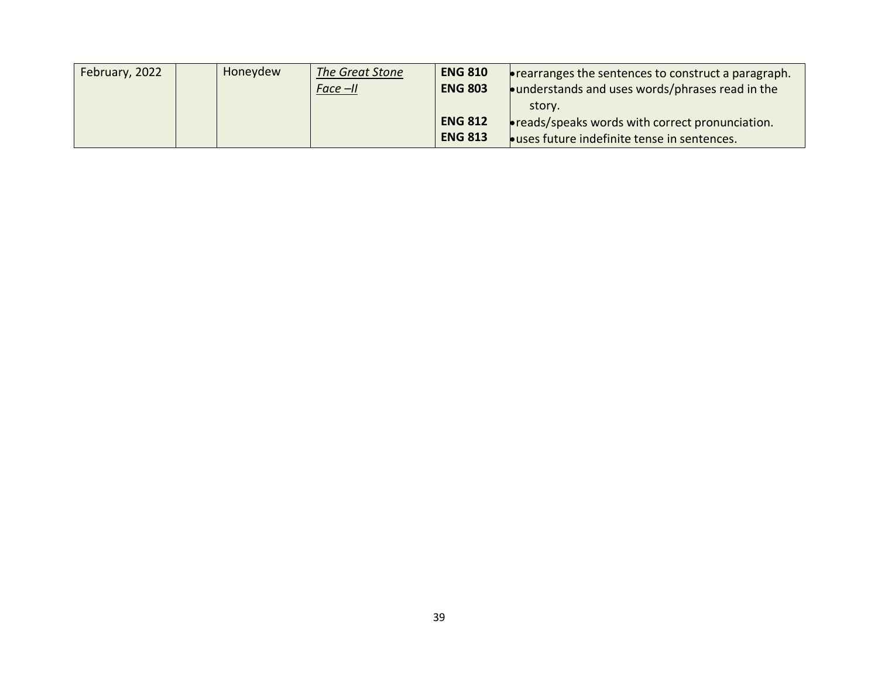| February, 2022 | | Honeydew | *The Great Stone Face –II* | **ENG 810**<br>**ENG 803**<br><br>**ENG 812**<br>**ENG 813** | • rearranges the sentences to construct a paragraph.<br>• understands and uses words/phrases read in the story.<br>• reads/speaks words with correct pronunciation.<br>• uses future indefinite tense in sentences. |
|---|---|---|---|---|---|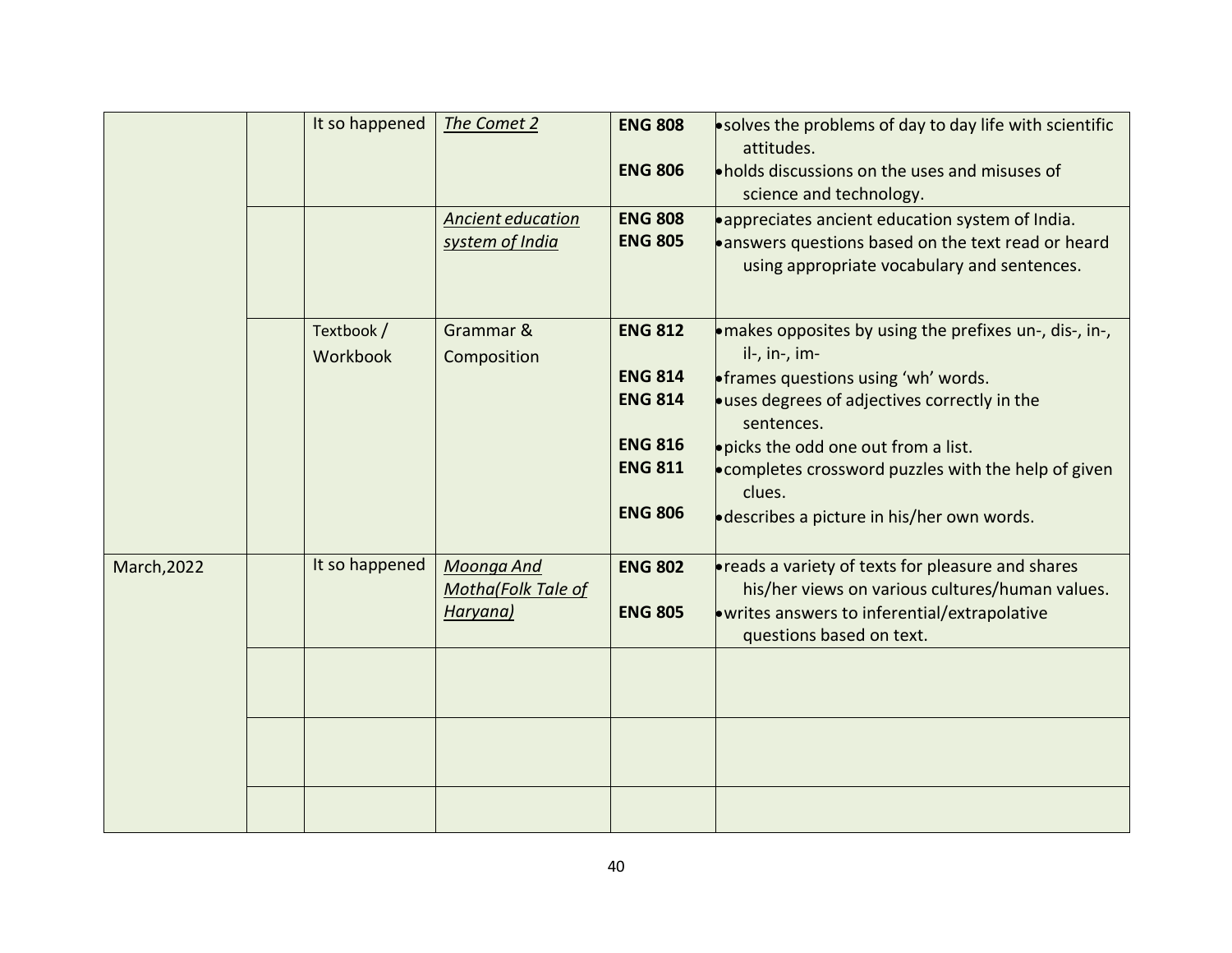| | | | | | |
|---|---|---|---|---|---|
| | | It so happened | *The Comet 2* | **ENG 808**<br>**ENG 806** | • solves the problems of day to day life with scientific attitudes.<br>• holds discussions on the uses and misuses of science and technology. |
| | | | *Ancient education system of India* | **ENG 808**<br>**ENG 805** | • appreciates ancient education system of India.<br>• answers questions based on the text read or heard using appropriate vocabulary and sentences. |
| | | Textbook / Workbook | Grammar & Composition | **ENG 812**<br>**ENG 814**<br>**ENG 814**<br>**ENG 816**<br>**ENG 811**<br>**ENG 806** | • makes opposites by using the prefixes un-, dis-, in-, il-, in-, im-<br>• frames questions using 'wh' words.<br>• uses degrees of adjectives correctly in the sentences.<br>• picks the odd one out from a list.<br>• completes crossword puzzles with the help of given clues.<br>• describes a picture in his/her own words. |
| March,2022 | | It so happened | *Moonga And Motha(Folk Tale of Haryana)* | **ENG 802**<br>**ENG 805** | • reads a variety of texts for pleasure and shares his/her views on various cultures/human values.<br>• writes answers to inferential/extrapolative questions based on text. |
| | | | | | |
| | | | | | |
| | | | | | |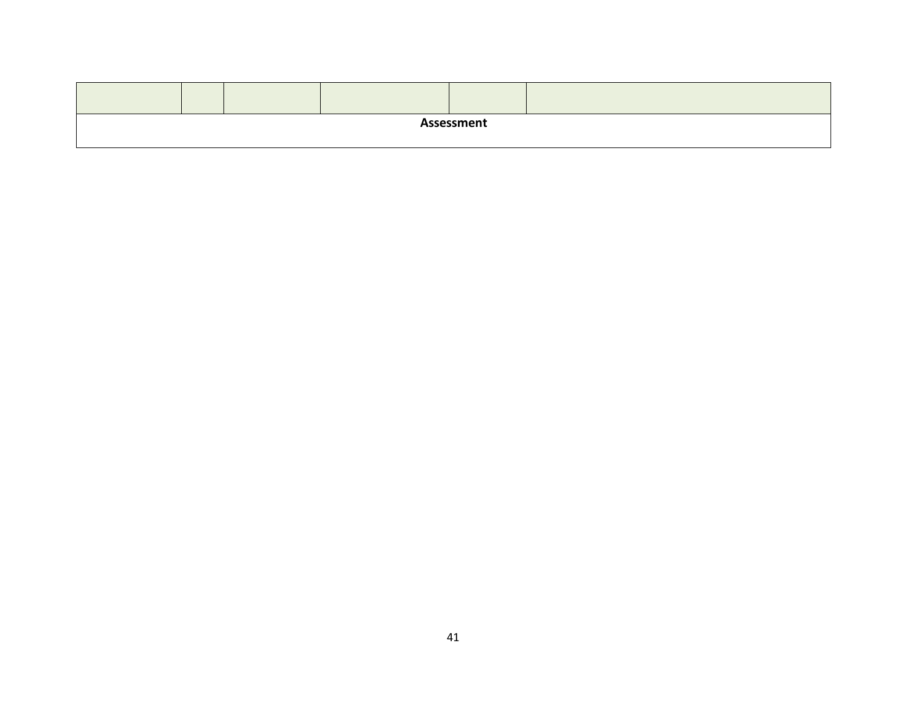| | | | | | |
|---|---|---|---|---|---|
| | | | | | |
| **Assessment** | | | | | |